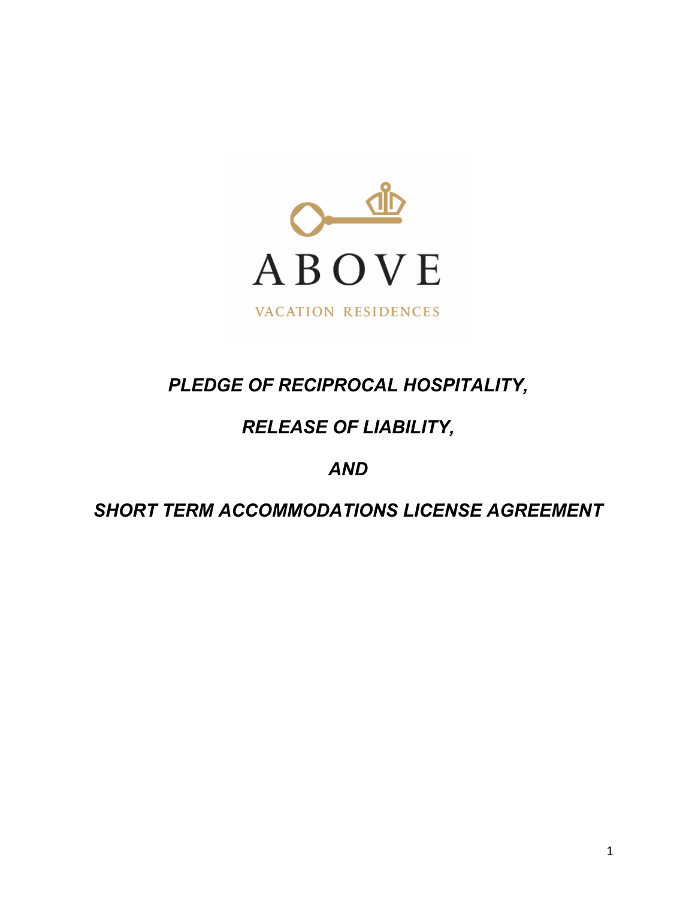ABOVE

VACATION RESIDENCES

# *PLEDGE OF RECIPROCAL HOSPITALITY,*

# *RELEASE OF LIABILITY,*

# *AND*

# *SHORT TERM ACCOMMODATIONS LICENSE AGREEMENT*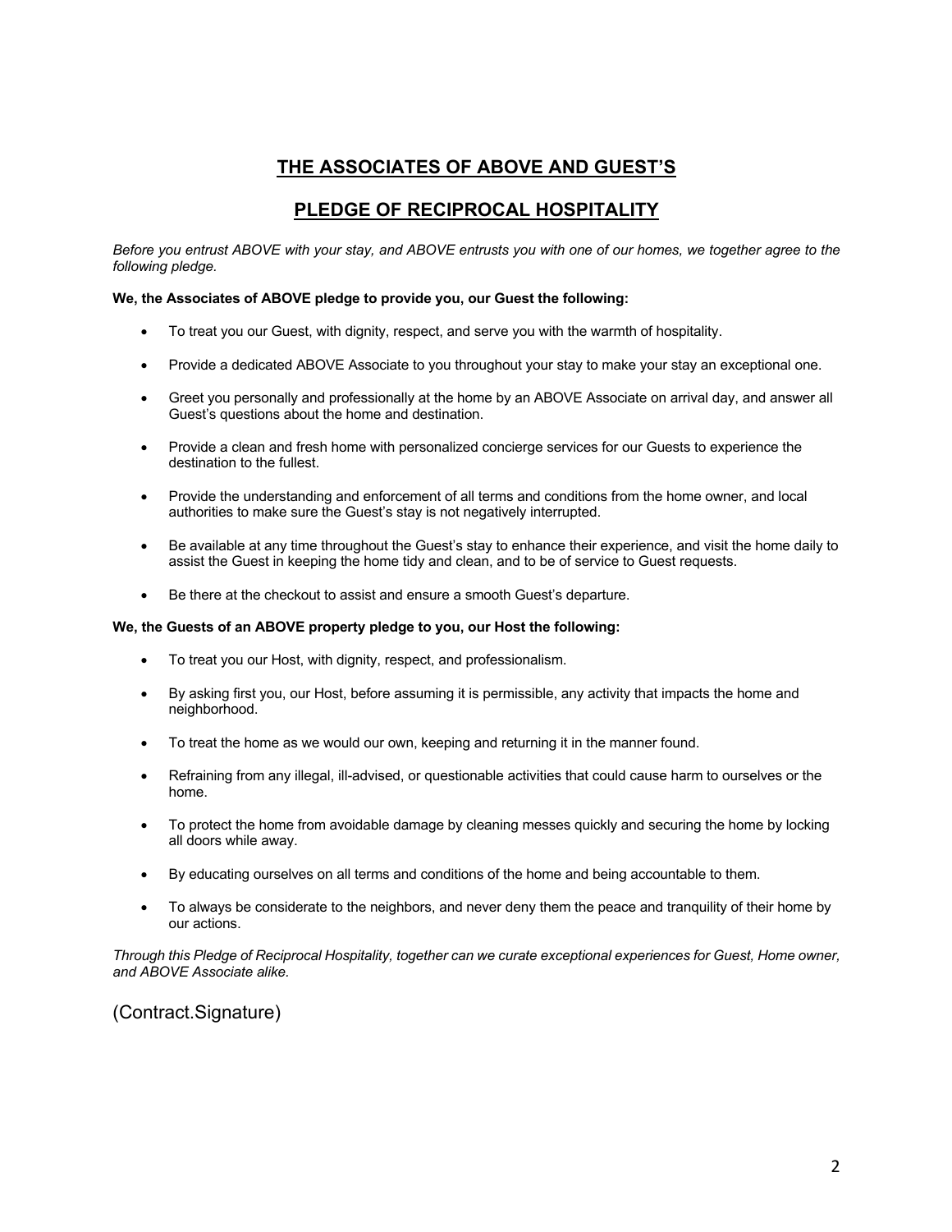## THE ASSOCIATES OF ABOVE AND GUEST'S

## PLEDGE OF RECIPROCAL HOSPITALITY

*Before you entrust ABOVE with your stay, and ABOVE entrusts you with one of our homes, we together agree to the following pledge.*

**We, the Associates of ABOVE pledge to provide you, our Guest the following:**

- To treat you our Guest, with dignity, respect, and serve you with the warmth of hospitality.
- Provide a dedicated ABOVE Associate to you throughout your stay to make your stay an exceptional one.
- Greet you personally and professionally at the home by an ABOVE Associate on arrival day, and answer all Guest's questions about the home and destination.
- Provide a clean and fresh home with personalized concierge services for our Guests to experience the destination to the fullest.
- Provide the understanding and enforcement of all terms and conditions from the home owner, and local authorities to make sure the Guest's stay is not negatively interrupted.
- Be available at any time throughout the Guest's stay to enhance their experience, and visit the home daily to assist the Guest in keeping the home tidy and clean, and to be of service to Guest requests.
- Be there at the checkout to assist and ensure a smooth Guest's departure.

**We, the Guests of an ABOVE property pledge to you, our Host the following:**

- To treat you our Host, with dignity, respect, and professionalism.
- By asking first you, our Host, before assuming it is permissible, any activity that impacts the home and neighborhood.
- To treat the home as we would our own, keeping and returning it in the manner found.
- Refraining from any illegal, ill-advised, or questionable activities that could cause harm to ourselves or the home.
- To protect the home from avoidable damage by cleaning messes quickly and securing the home by locking all doors while away.
- By educating ourselves on all terms and conditions of the home and being accountable to them.
- To always be considerate to the neighbors, and never deny them the peace and tranquility of their home by our actions.

*Through this Pledge of Reciprocal Hospitality, together can we curate exceptional experiences for Guest, Home owner, and ABOVE Associate alike.*

(Contract.Signature)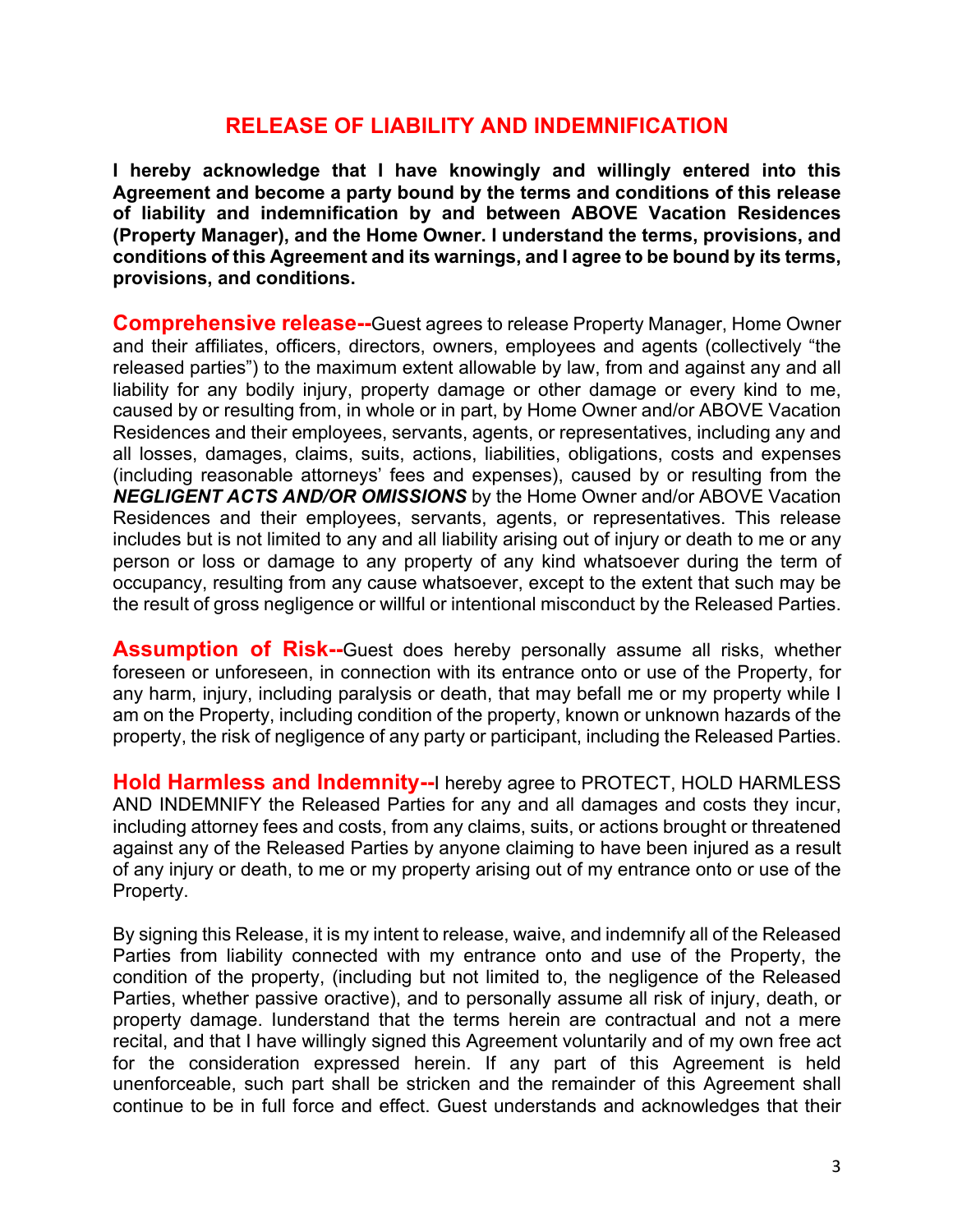## RELEASE OF LIABILITY AND INDEMNIFICATION

**I hereby acknowledge that I have knowingly and willingly entered into this Agreement and become a party bound by the terms and conditions of this release of liability and indemnification by and between ABOVE Vacation Residences (Property Manager), and the Home Owner. I understand the terms, provisions, and conditions of this Agreement and its warnings, and I agree to be bound by its terms, provisions, and conditions.**

**Comprehensive release--**Guest agrees to release Property Manager, Home Owner and their affiliates, officers, directors, owners, employees and agents (collectively "the released parties") to the maximum extent allowable by law, from and against any and all liability for any bodily injury, property damage or other damage or every kind to me, caused by or resulting from, in whole or in part, by Home Owner and/or ABOVE Vacation Residences and their employees, servants, agents, or representatives, including any and all losses, damages, claims, suits, actions, liabilities, obligations, costs and expenses (including reasonable attorneys' fees and expenses), caused by or resulting from the ***NEGLIGENT ACTS AND/OR OMISSIONS*** by the Home Owner and/or ABOVE Vacation Residences and their employees, servants, agents, or representatives. This release includes but is not limited to any and all liability arising out of injury or death to me or any person or loss or damage to any property of any kind whatsoever during the term of occupancy, resulting from any cause whatsoever, except to the extent that such may be the result of gross negligence or willful or intentional misconduct by the Released Parties.

**Assumption of Risk--**Guest does hereby personally assume all risks, whether foreseen or unforeseen, in connection with its entrance onto or use of the Property, for any harm, injury, including paralysis or death, that may befall me or my property while I am on the Property, including condition of the property, known or unknown hazards of the property, the risk of negligence of any party or participant, including the Released Parties.

**Hold Harmless and Indemnity--**I hereby agree to PROTECT, HOLD HARMLESS AND INDEMNIFY the Released Parties for any and all damages and costs they incur, including attorney fees and costs, from any claims, suits, or actions brought or threatened against any of the Released Parties by anyone claiming to have been injured as a result of any injury or death, to me or my property arising out of my entrance onto or use of the Property.

By signing this Release, it is my intent to release, waive, and indemnify all of the Released Parties from liability connected with my entrance onto and use of the Property, the condition of the property, (including but not limited to, the negligence of the Released Parties, whether passive oractive), and to personally assume all risk of injury, death, or property damage. Iunderstand that the terms herein are contractual and not a mere recital, and that I have willingly signed this Agreement voluntarily and of my own free act for the consideration expressed herein. If any part of this Agreement is held unenforceable, such part shall be stricken and the remainder of this Agreement shall continue to be in full force and effect. Guest understands and acknowledges that their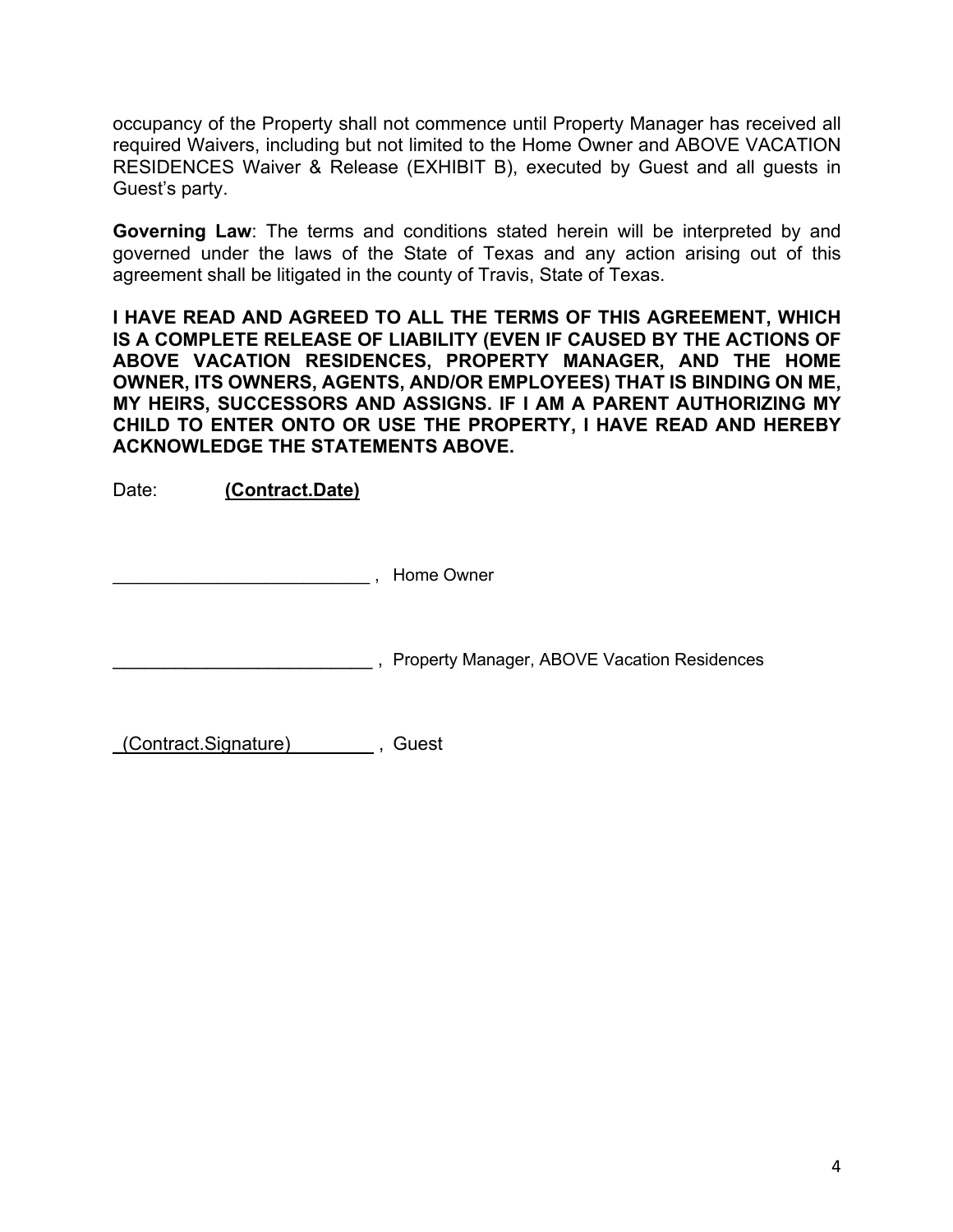occupancy of the Property shall not commence until Property Manager has received all required Waivers, including but not limited to the Home Owner and ABOVE VACATION RESIDENCES Waiver & Release (EXHIBIT B), executed by Guest and all guests in Guest's party.

**Governing Law**: The terms and conditions stated herein will be interpreted by and governed under the laws of the State of Texas and any action arising out of this agreement shall be litigated in the county of Travis, State of Texas.

**I HAVE READ AND AGREED TO ALL THE TERMS OF THIS AGREEMENT, WHICH IS A COMPLETE RELEASE OF LIABILITY (EVEN IF CAUSED BY THE ACTIONS OF ABOVE VACATION RESIDENCES, PROPERTY MANAGER, AND THE HOME OWNER, ITS OWNERS, AGENTS, AND/OR EMPLOYEES) THAT IS BINDING ON ME, MY HEIRS, SUCCESSORS AND ASSIGNS. IF I AM A PARENT AUTHORIZING MY CHILD TO ENTER ONTO OR USE THE PROPERTY, I HAVE READ AND HEREBY ACKNOWLEDGE THE STATEMENTS ABOVE.**

Date: **(Contract.Date)**

__________________________ , Home Owner

__________________________ , Property Manager, ABOVE Vacation Residences

(Contract.Signature) , Guest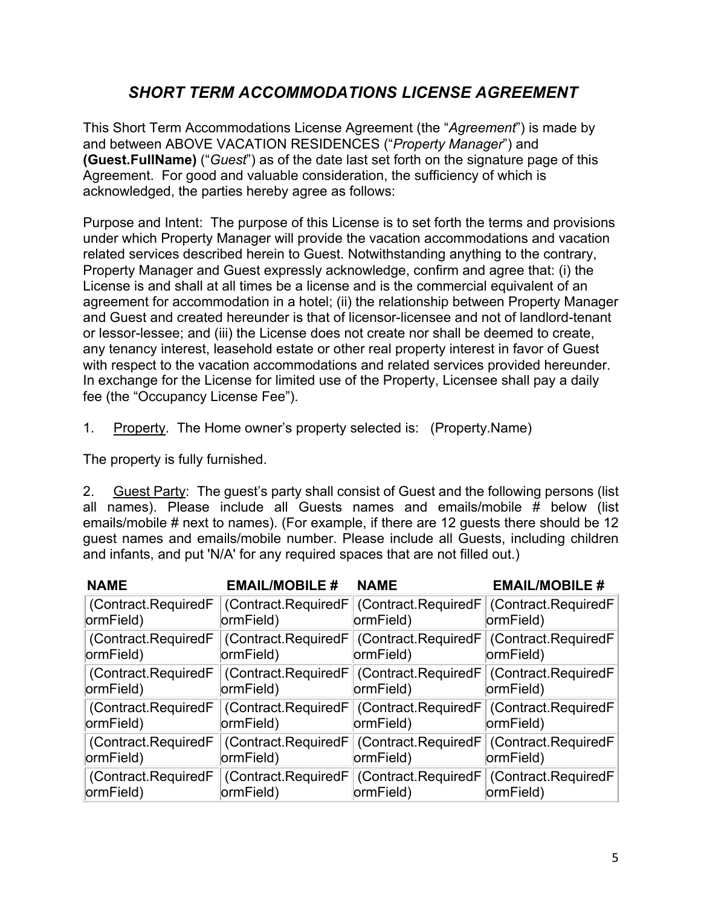# *SHORT TERM ACCOMMODATIONS LICENSE AGREEMENT*

This Short Term Accommodations License Agreement (the "*Agreement*") is made by and between ABOVE VACATION RESIDENCES ("*Property Manager*") and **(Guest.FullName)** ("*Guest*") as of the date last set forth on the signature page of this Agreement. For good and valuable consideration, the sufficiency of which is acknowledged, the parties hereby agree as follows:

Purpose and Intent: The purpose of this License is to set forth the terms and provisions under which Property Manager will provide the vacation accommodations and vacation related services described herein to Guest. Notwithstanding anything to the contrary, Property Manager and Guest expressly acknowledge, confirm and agree that: (i) the License is and shall at all times be a license and is the commercial equivalent of an agreement for accommodation in a hotel; (ii) the relationship between Property Manager and Guest and created hereunder is that of licensor-licensee and not of landlord-tenant or lessor-lessee; and (iii) the License does not create nor shall be deemed to create, any tenancy interest, leasehold estate or other real property interest in favor of Guest with respect to the vacation accommodations and related services provided hereunder. In exchange for the License for limited use of the Property, Licensee shall pay a daily fee (the "Occupancy License Fee").

1. <u>Property</u>. The Home owner's property selected is: (Property.Name)

The property is fully furnished.

2. <u>Guest Party</u>: The guest's party shall consist of Guest and the following persons (list all names). Please include all Guests names and emails/mobile # below (list emails/mobile # next to names). (For example, if there are 12 guests there should be 12 guest names and emails/mobile number. Please include all Guests, including children and infants, and put 'N/A' for any required spaces that are not filled out.)

| NAME | EMAIL/MOBILE # | NAME | EMAIL/MOBILE # |
|---|---|---|---|
| (Contract.RequiredFormField) | (Contract.RequiredFormField) | (Contract.RequiredFormField) | (Contract.RequiredFormField) |
| (Contract.RequiredFormField) | (Contract.RequiredFormField) | (Contract.RequiredFormField) | (Contract.RequiredFormField) |
| (Contract.RequiredFormField) | (Contract.RequiredFormField) | (Contract.RequiredFormField) | (Contract.RequiredFormField) |
| (Contract.RequiredFormField) | (Contract.RequiredFormField) | (Contract.RequiredFormField) | (Contract.RequiredFormField) |
| (Contract.RequiredFormField) | (Contract.RequiredFormField) | (Contract.RequiredFormField) | (Contract.RequiredFormField) |
| (Contract.RequiredFormField) | (Contract.RequiredFormField) | (Contract.RequiredFormField) | (Contract.RequiredFormField) |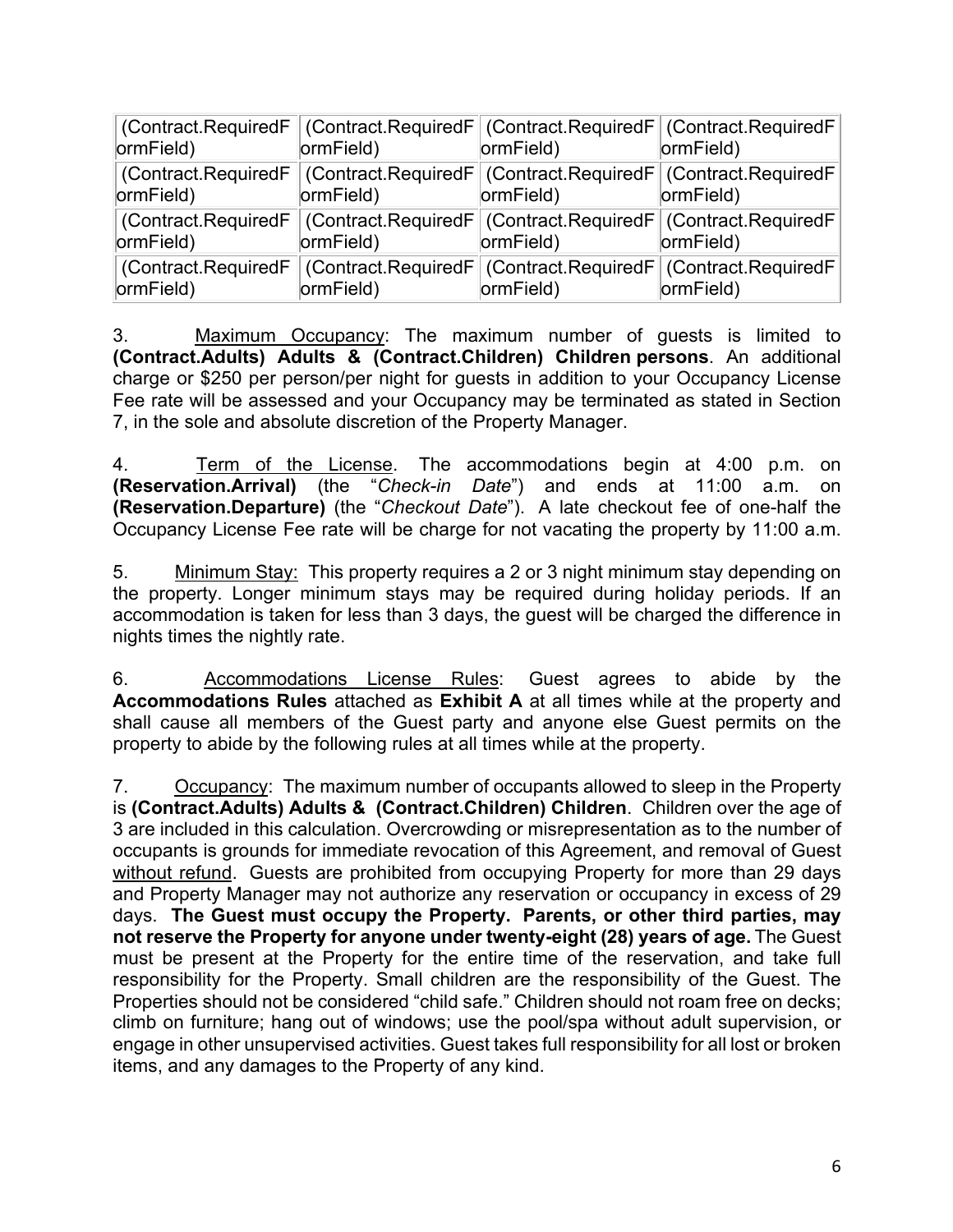| (Contract.RequiredFormField) | (Contract.RequiredFormField) | (Contract.RequiredFormField) | (Contract.RequiredFormField) |
|---|---|---|---|
| (Contract.RequiredFormField) | (Contract.RequiredFormField) | (Contract.RequiredFormField) | (Contract.RequiredFormField) |
| (Contract.RequiredFormField) | (Contract.RequiredFormField) | (Contract.RequiredFormField) | (Contract.RequiredFormField) |
| (Contract.RequiredFormField) | (Contract.RequiredFormField) | (Contract.RequiredFormField) | (Contract.RequiredFormField) |

3. Maximum Occupancy: The maximum number of guests is limited to **(Contract.Adults) Adults & (Contract.Children) Children persons**. An additional charge or $250 per person/per night for guests in addition to your Occupancy License Fee rate will be assessed and your Occupancy may be terminated as stated in Section 7, in the sole and absolute discretion of the Property Manager.

4. Term of the License. The accommodations begin at 4:00 p.m. on **(Reservation.Arrival)** (the "*Check-in Date*") and ends at 11:00 a.m. on **(Reservation.Departure)** (the "*Checkout Date*"). A late checkout fee of one-half the Occupancy License Fee rate will be charge for not vacating the property by 11:00 a.m.

5. Minimum Stay: This property requires a 2 or 3 night minimum stay depending on the property. Longer minimum stays may be required during holiday periods. If an accommodation is taken for less than 3 days, the guest will be charged the difference in nights times the nightly rate.

6. Accommodations License Rules: Guest agrees to abide by the **Accommodations Rules** attached as **Exhibit A** at all times while at the property and shall cause all members of the Guest party and anyone else Guest permits on the property to abide by the following rules at all times while at the property.

7. Occupancy: The maximum number of occupants allowed to sleep in the Property is **(Contract.Adults) Adults & (Contract.Children) Children**. Children over the age of 3 are included in this calculation. Overcrowding or misrepresentation as to the number of occupants is grounds for immediate revocation of this Agreement, and removal of Guest without refund. Guests are prohibited from occupying Property for more than 29 days and Property Manager may not authorize any reservation or occupancy in excess of 29 days. **The Guest must occupy the Property. Parents, or other third parties, may not reserve the Property for anyone under twenty-eight (28) years of age.** The Guest must be present at the Property for the entire time of the reservation, and take full responsibility for the Property. Small children are the responsibility of the Guest. The Properties should not be considered "child safe." Children should not roam free on decks; climb on furniture; hang out of windows; use the pool/spa without adult supervision, or engage in other unsupervised activities. Guest takes full responsibility for all lost or broken items, and any damages to the Property of any kind.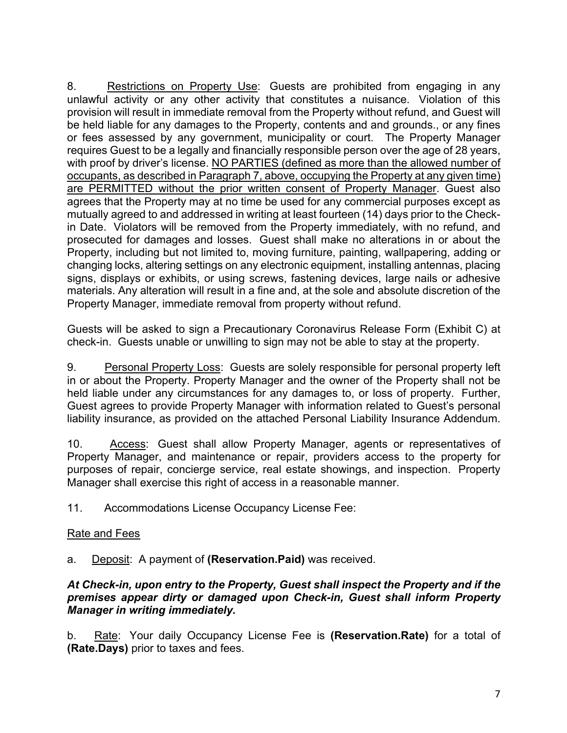8. Restrictions on Property Use: Guests are prohibited from engaging in any unlawful activity or any other activity that constitutes a nuisance. Violation of this provision will result in immediate removal from the Property without refund, and Guest will be held liable for any damages to the Property, contents and and grounds., or any fines or fees assessed by any government, municipality or court. The Property Manager requires Guest to be a legally and financially responsible person over the age of 28 years, with proof by driver's license. NO PARTIES (defined as more than the allowed number of occupants, as described in Paragraph 7, above, occupying the Property at any given time) are PERMITTED without the prior written consent of Property Manager. Guest also agrees that the Property may at no time be used for any commercial purposes except as mutually agreed to and addressed in writing at least fourteen (14) days prior to the Check-in Date. Violators will be removed from the Property immediately, with no refund, and prosecuted for damages and losses. Guest shall make no alterations in or about the Property, including but not limited to, moving furniture, painting, wallpapering, adding or changing locks, altering settings on any electronic equipment, installing antennas, placing signs, displays or exhibits, or using screws, fastening devices, large nails or adhesive materials. Any alteration will result in a fine and, at the sole and absolute discretion of the Property Manager, immediate removal from property without refund.

Guests will be asked to sign a Precautionary Coronavirus Release Form (Exhibit C) at check-in. Guests unable or unwilling to sign may not be able to stay at the property.

9. Personal Property Loss: Guests are solely responsible for personal property left in or about the Property. Property Manager and the owner of the Property shall not be held liable under any circumstances for any damages to, or loss of property. Further, Guest agrees to provide Property Manager with information related to Guest's personal liability insurance, as provided on the attached Personal Liability Insurance Addendum.

10. Access: Guest shall allow Property Manager, agents or representatives of Property Manager, and maintenance or repair, providers access to the property for purposes of repair, concierge service, real estate showings, and inspection. Property Manager shall exercise this right of access in a reasonable manner.

11. Accommodations License Occupancy License Fee:

Rate and Fees

a. Deposit: A payment of **(Reservation.Paid)** was received.

***At Check-in, upon entry to the Property, Guest shall inspect the Property and if the premises appear dirty or damaged upon Check-in, Guest shall inform Property Manager in writing immediately.***

b. Rate: Your daily Occupancy License Fee is **(Reservation.Rate)** for a total of **(Rate.Days)** prior to taxes and fees.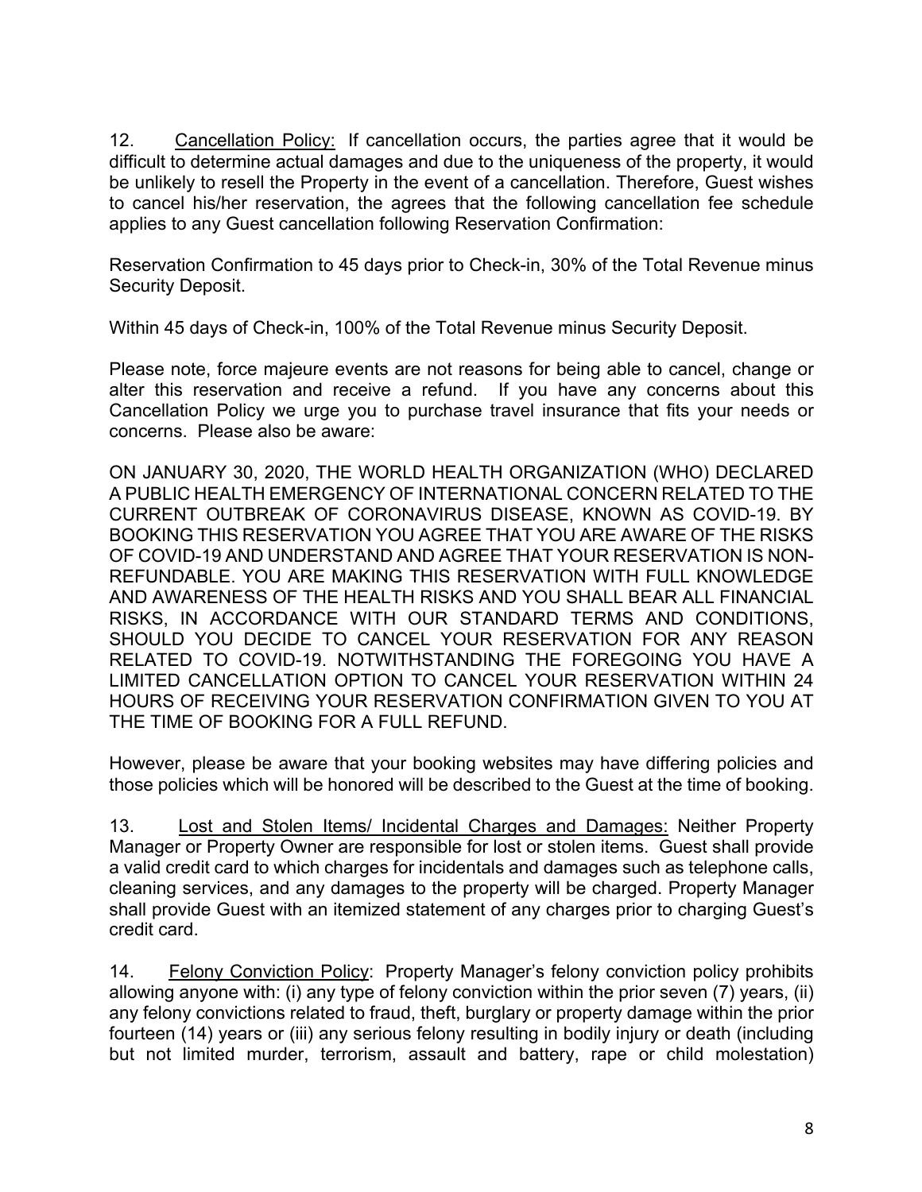12. <u>Cancellation Policy:</u> If cancellation occurs, the parties agree that it would be difficult to determine actual damages and due to the uniqueness of the property, it would be unlikely to resell the Property in the event of a cancellation. Therefore, Guest wishes to cancel his/her reservation, the agrees that the following cancellation fee schedule applies to any Guest cancellation following Reservation Confirmation:

Reservation Confirmation to 45 days prior to Check-in, 30% of the Total Revenue minus Security Deposit.

Within 45 days of Check-in, 100% of the Total Revenue minus Security Deposit.

Please note, force majeure events are not reasons for being able to cancel, change or alter this reservation and receive a refund. If you have any concerns about this Cancellation Policy we urge you to purchase travel insurance that fits your needs or concerns. Please also be aware:

ON JANUARY 30, 2020, THE WORLD HEALTH ORGANIZATION (WHO) DECLARED A PUBLIC HEALTH EMERGENCY OF INTERNATIONAL CONCERN RELATED TO THE CURRENT OUTBREAK OF CORONAVIRUS DISEASE, KNOWN AS COVID-19. BY BOOKING THIS RESERVATION YOU AGREE THAT YOU ARE AWARE OF THE RISKS OF COVID-19 AND UNDERSTAND AND AGREE THAT YOUR RESERVATION IS NON-REFUNDABLE. YOU ARE MAKING THIS RESERVATION WITH FULL KNOWLEDGE AND AWARENESS OF THE HEALTH RISKS AND YOU SHALL BEAR ALL FINANCIAL RISKS, IN ACCORDANCE WITH OUR STANDARD TERMS AND CONDITIONS, SHOULD YOU DECIDE TO CANCEL YOUR RESERVATION FOR ANY REASON RELATED TO COVID-19. NOTWITHSTANDING THE FOREGOING YOU HAVE A LIMITED CANCELLATION OPTION TO CANCEL YOUR RESERVATION WITHIN 24 HOURS OF RECEIVING YOUR RESERVATION CONFIRMATION GIVEN TO YOU AT THE TIME OF BOOKING FOR A FULL REFUND.

However, please be aware that your booking websites may have differing policies and those policies which will be honored will be described to the Guest at the time of booking.

13. <u>Lost and Stolen Items/ Incidental Charges and Damages:</u> Neither Property Manager or Property Owner are responsible for lost or stolen items. Guest shall provide a valid credit card to which charges for incidentals and damages such as telephone calls, cleaning services, and any damages to the property will be charged. Property Manager shall provide Guest with an itemized statement of any charges prior to charging Guest's credit card.

14. <u>Felony Conviction Policy</u>: Property Manager's felony conviction policy prohibits allowing anyone with: (i) any type of felony conviction within the prior seven (7) years, (ii) any felony convictions related to fraud, theft, burglary or property damage within the prior fourteen (14) years or (iii) any serious felony resulting in bodily injury or death (including but not limited murder, terrorism, assault and battery, rape or child molestation)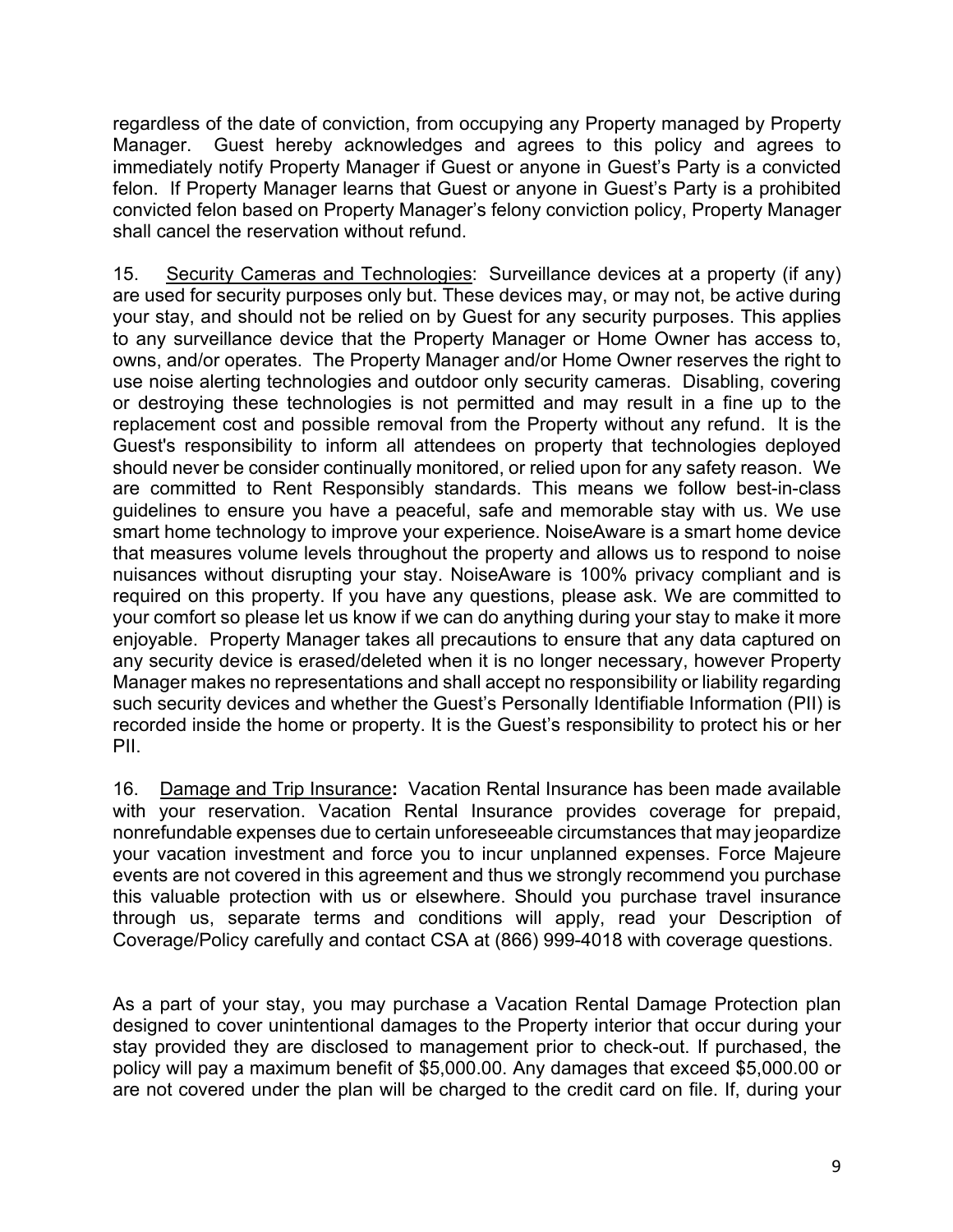regardless of the date of conviction, from occupying any Property managed by Property Manager. Guest hereby acknowledges and agrees to this policy and agrees to immediately notify Property Manager if Guest or anyone in Guest's Party is a convicted felon. If Property Manager learns that Guest or anyone in Guest's Party is a prohibited convicted felon based on Property Manager's felony conviction policy, Property Manager shall cancel the reservation without refund.

15. <u>Security Cameras and Technologies</u>: Surveillance devices at a property (if any) are used for security purposes only but. These devices may, or may not, be active during your stay, and should not be relied on by Guest for any security purposes. This applies to any surveillance device that the Property Manager or Home Owner has access to, owns, and/or operates. The Property Manager and/or Home Owner reserves the right to use noise alerting technologies and outdoor only security cameras. Disabling, covering or destroying these technologies is not permitted and may result in a fine up to the replacement cost and possible removal from the Property without any refund. It is the Guest's responsibility to inform all attendees on property that technologies deployed should never be consider continually monitored, or relied upon for any safety reason. We are committed to Rent Responsibly standards. This means we follow best-in-class guidelines to ensure you have a peaceful, safe and memorable stay with us. We use smart home technology to improve your experience. NoiseAware is a smart home device that measures volume levels throughout the property and allows us to respond to noise nuisances without disrupting your stay. NoiseAware is 100% privacy compliant and is required on this property. If you have any questions, please ask. We are committed to your comfort so please let us know if we can do anything during your stay to make it more enjoyable. Property Manager takes all precautions to ensure that any data captured on any security device is erased/deleted when it is no longer necessary, however Property Manager makes no representations and shall accept no responsibility or liability regarding such security devices and whether the Guest's Personally Identifiable Information (PII) is recorded inside the home or property. It is the Guest's responsibility to protect his or her PII.

16. <u>Damage and Trip Insurance</u>**:** Vacation Rental Insurance has been made available with your reservation. Vacation Rental Insurance provides coverage for prepaid, nonrefundable expenses due to certain unforeseeable circumstances that may jeopardize your vacation investment and force you to incur unplanned expenses. Force Majeure events are not covered in this agreement and thus we strongly recommend you purchase this valuable protection with us or elsewhere. Should you purchase travel insurance through us, separate terms and conditions will apply, read your Description of Coverage/Policy carefully and contact CSA at (866) 999-4018 with coverage questions.

As a part of your stay, you may purchase a Vacation Rental Damage Protection plan designed to cover unintentional damages to the Property interior that occur during your stay provided they are disclosed to management prior to check-out. If purchased, the policy will pay a maximum benefit of $5,000.00. Any damages that exceed $5,000.00 or are not covered under the plan will be charged to the credit card on file. If, during your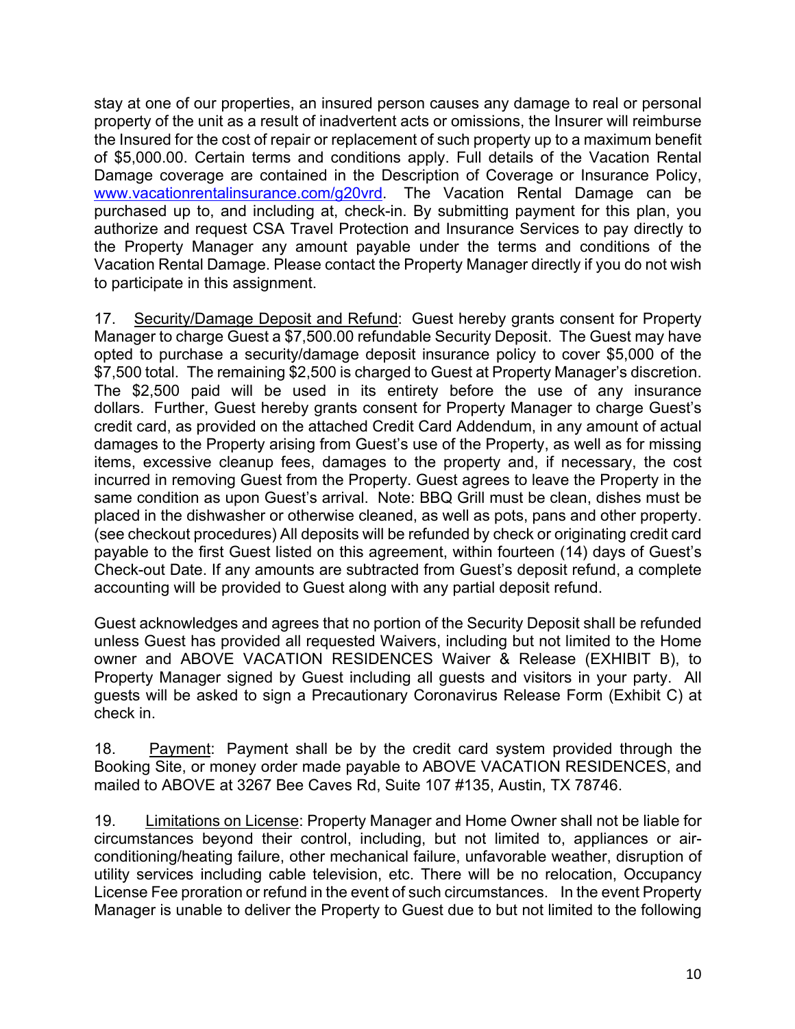stay at one of our properties, an insured person causes any damage to real or personal property of the unit as a result of inadvertent acts or omissions, the Insurer will reimburse the Insured for the cost of repair or replacement of such property up to a maximum benefit of $5,000.00. Certain terms and conditions apply. Full details of the Vacation Rental Damage coverage are contained in the Description of Coverage or Insurance Policy, [www.vacationrentalinsurance.com/g20vrd](www.vacationrentalinsurance.com/g20vrd). The Vacation Rental Damage can be purchased up to, and including at, check-in. By submitting payment for this plan, you authorize and request CSA Travel Protection and Insurance Services to pay directly to the Property Manager any amount payable under the terms and conditions of the Vacation Rental Damage. Please contact the Property Manager directly if you do not wish to participate in this assignment.

17. Security/Damage Deposit and Refund: Guest hereby grants consent for Property Manager to charge Guest a $7,500.00 refundable Security Deposit. The Guest may have opted to purchase a security/damage deposit insurance policy to cover $5,000 of the $7,500 total. The remaining $2,500 is charged to Guest at Property Manager's discretion. The $2,500 paid will be used in its entirety before the use of any insurance dollars. Further, Guest hereby grants consent for Property Manager to charge Guest's credit card, as provided on the attached Credit Card Addendum, in any amount of actual damages to the Property arising from Guest's use of the Property, as well as for missing items, excessive cleanup fees, damages to the property and, if necessary, the cost incurred in removing Guest from the Property. Guest agrees to leave the Property in the same condition as upon Guest's arrival. Note: BBQ Grill must be clean, dishes must be placed in the dishwasher or otherwise cleaned, as well as pots, pans and other property. (see checkout procedures) All deposits will be refunded by check or originating credit card payable to the first Guest listed on this agreement, within fourteen (14) days of Guest's Check-out Date. If any amounts are subtracted from Guest's deposit refund, a complete accounting will be provided to Guest along with any partial deposit refund.

Guest acknowledges and agrees that no portion of the Security Deposit shall be refunded unless Guest has provided all requested Waivers, including but not limited to the Home owner and ABOVE VACATION RESIDENCES Waiver & Release (EXHIBIT B), to Property Manager signed by Guest including all guests and visitors in your party. All guests will be asked to sign a Precautionary Coronavirus Release Form (Exhibit C) at check in.

18. Payment: Payment shall be by the credit card system provided through the Booking Site, or money order made payable to ABOVE VACATION RESIDENCES, and mailed to ABOVE at 3267 Bee Caves Rd, Suite 107 #135, Austin, TX 78746.

19. Limitations on License: Property Manager and Home Owner shall not be liable for circumstances beyond their control, including, but not limited to, appliances or air-conditioning/heating failure, other mechanical failure, unfavorable weather, disruption of utility services including cable television, etc. There will be no relocation, Occupancy License Fee proration or refund in the event of such circumstances. In the event Property Manager is unable to deliver the Property to Guest due to but not limited to the following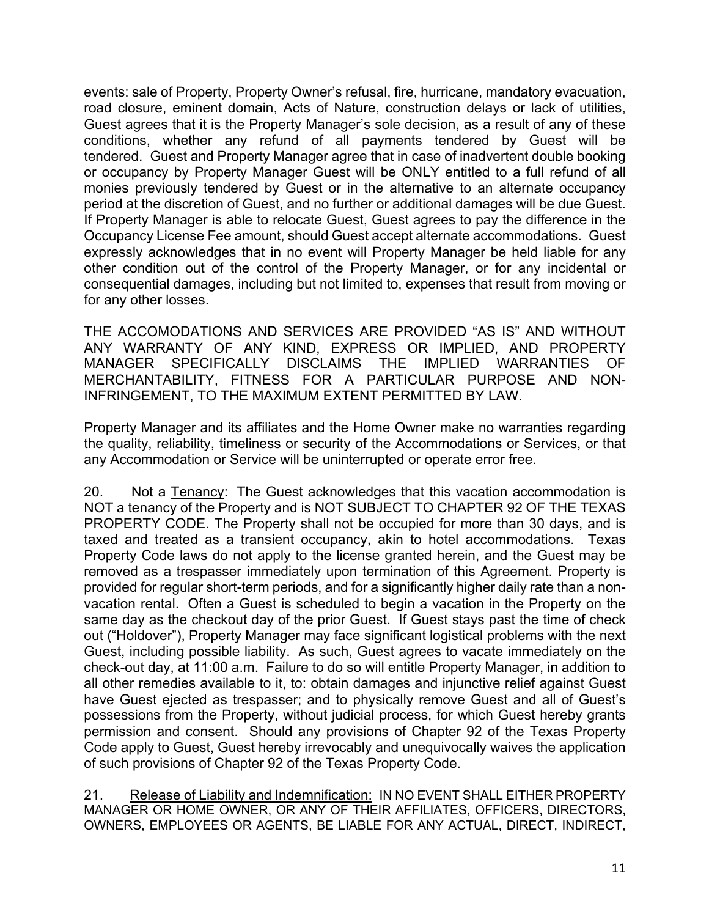events: sale of Property, Property Owner's refusal, fire, hurricane, mandatory evacuation, road closure, eminent domain, Acts of Nature, construction delays or lack of utilities, Guest agrees that it is the Property Manager's sole decision, as a result of any of these conditions, whether any refund of all payments tendered by Guest will be tendered. Guest and Property Manager agree that in case of inadvertent double booking or occupancy by Property Manager Guest will be ONLY entitled to a full refund of all monies previously tendered by Guest or in the alternative to an alternate occupancy period at the discretion of Guest, and no further or additional damages will be due Guest. If Property Manager is able to relocate Guest, Guest agrees to pay the difference in the Occupancy License Fee amount, should Guest accept alternate accommodations. Guest expressly acknowledges that in no event will Property Manager be held liable for any other condition out of the control of the Property Manager, or for any incidental or consequential damages, including but not limited to, expenses that result from moving or for any other losses.

THE ACCOMODATIONS AND SERVICES ARE PROVIDED "AS IS" AND WITHOUT ANY WARRANTY OF ANY KIND, EXPRESS OR IMPLIED, AND PROPERTY MANAGER SPECIFICALLY DISCLAIMS THE IMPLIED WARRANTIES OF MERCHANTABILITY, FITNESS FOR A PARTICULAR PURPOSE AND NON-INFRINGEMENT, TO THE MAXIMUM EXTENT PERMITTED BY LAW.

Property Manager and its affiliates and the Home Owner make no warranties regarding the quality, reliability, timeliness or security of the Accommodations or Services, or that any Accommodation or Service will be uninterrupted or operate error free.

20. Not a Tenancy: The Guest acknowledges that this vacation accommodation is NOT a tenancy of the Property and is NOT SUBJECT TO CHAPTER 92 OF THE TEXAS PROPERTY CODE. The Property shall not be occupied for more than 30 days, and is taxed and treated as a transient occupancy, akin to hotel accommodations. Texas Property Code laws do not apply to the license granted herein, and the Guest may be removed as a trespasser immediately upon termination of this Agreement. Property is provided for regular short-term periods, and for a significantly higher daily rate than a non-vacation rental. Often a Guest is scheduled to begin a vacation in the Property on the same day as the checkout day of the prior Guest. If Guest stays past the time of check out ("Holdover"), Property Manager may face significant logistical problems with the next Guest, including possible liability. As such, Guest agrees to vacate immediately on the check-out day, at 11:00 a.m. Failure to do so will entitle Property Manager, in addition to all other remedies available to it, to: obtain damages and injunctive relief against Guest have Guest ejected as trespasser; and to physically remove Guest and all of Guest's possessions from the Property, without judicial process, for which Guest hereby grants permission and consent. Should any provisions of Chapter 92 of the Texas Property Code apply to Guest, Guest hereby irrevocably and unequivocally waives the application of such provisions of Chapter 92 of the Texas Property Code.

21. Release of Liability and Indemnification: IN NO EVENT SHALL EITHER PROPERTY MANAGER OR HOME OWNER, OR ANY OF THEIR AFFILIATES, OFFICERS, DIRECTORS, OWNERS, EMPLOYEES OR AGENTS, BE LIABLE FOR ANY ACTUAL, DIRECT, INDIRECT,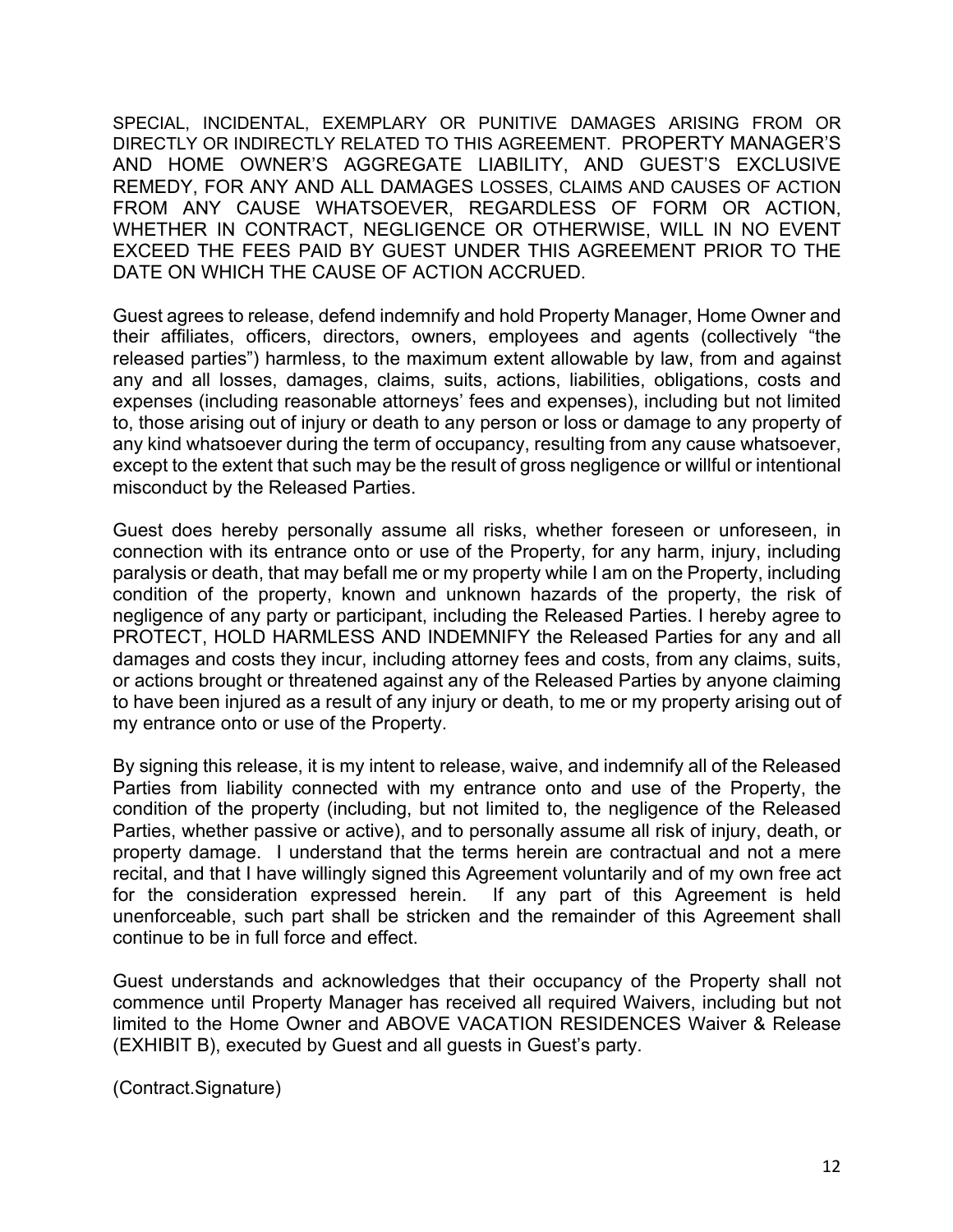SPECIAL, INCIDENTAL, EXEMPLARY OR PUNITIVE DAMAGES ARISING FROM OR DIRECTLY OR INDIRECTLY RELATED TO THIS AGREEMENT. PROPERTY MANAGER'S AND HOME OWNER'S AGGREGATE LIABILITY, AND GUEST'S EXCLUSIVE REMEDY, FOR ANY AND ALL DAMAGES LOSSES, CLAIMS AND CAUSES OF ACTION FROM ANY CAUSE WHATSOEVER, REGARDLESS OF FORM OR ACTION, WHETHER IN CONTRACT, NEGLIGENCE OR OTHERWISE, WILL IN NO EVENT EXCEED THE FEES PAID BY GUEST UNDER THIS AGREEMENT PRIOR TO THE DATE ON WHICH THE CAUSE OF ACTION ACCRUED.

Guest agrees to release, defend indemnify and hold Property Manager, Home Owner and their affiliates, officers, directors, owners, employees and agents (collectively "the released parties") harmless, to the maximum extent allowable by law, from and against any and all losses, damages, claims, suits, actions, liabilities, obligations, costs and expenses (including reasonable attorneys' fees and expenses), including but not limited to, those arising out of injury or death to any person or loss or damage to any property of any kind whatsoever during the term of occupancy, resulting from any cause whatsoever, except to the extent that such may be the result of gross negligence or willful or intentional misconduct by the Released Parties.

Guest does hereby personally assume all risks, whether foreseen or unforeseen, in connection with its entrance onto or use of the Property, for any harm, injury, including paralysis or death, that may befall me or my property while I am on the Property, including condition of the property, known and unknown hazards of the property, the risk of negligence of any party or participant, including the Released Parties. I hereby agree to PROTECT, HOLD HARMLESS AND INDEMNIFY the Released Parties for any and all damages and costs they incur, including attorney fees and costs, from any claims, suits, or actions brought or threatened against any of the Released Parties by anyone claiming to have been injured as a result of any injury or death, to me or my property arising out of my entrance onto or use of the Property.

By signing this release, it is my intent to release, waive, and indemnify all of the Released Parties from liability connected with my entrance onto and use of the Property, the condition of the property (including, but not limited to, the negligence of the Released Parties, whether passive or active), and to personally assume all risk of injury, death, or property damage. I understand that the terms herein are contractual and not a mere recital, and that I have willingly signed this Agreement voluntarily and of my own free act for the consideration expressed herein. If any part of this Agreement is held unenforceable, such part shall be stricken and the remainder of this Agreement shall continue to be in full force and effect.

Guest understands and acknowledges that their occupancy of the Property shall not commence until Property Manager has received all required Waivers, including but not limited to the Home Owner and ABOVE VACATION RESIDENCES Waiver & Release (EXHIBIT B), executed by Guest and all guests in Guest's party.

(Contract.Signature)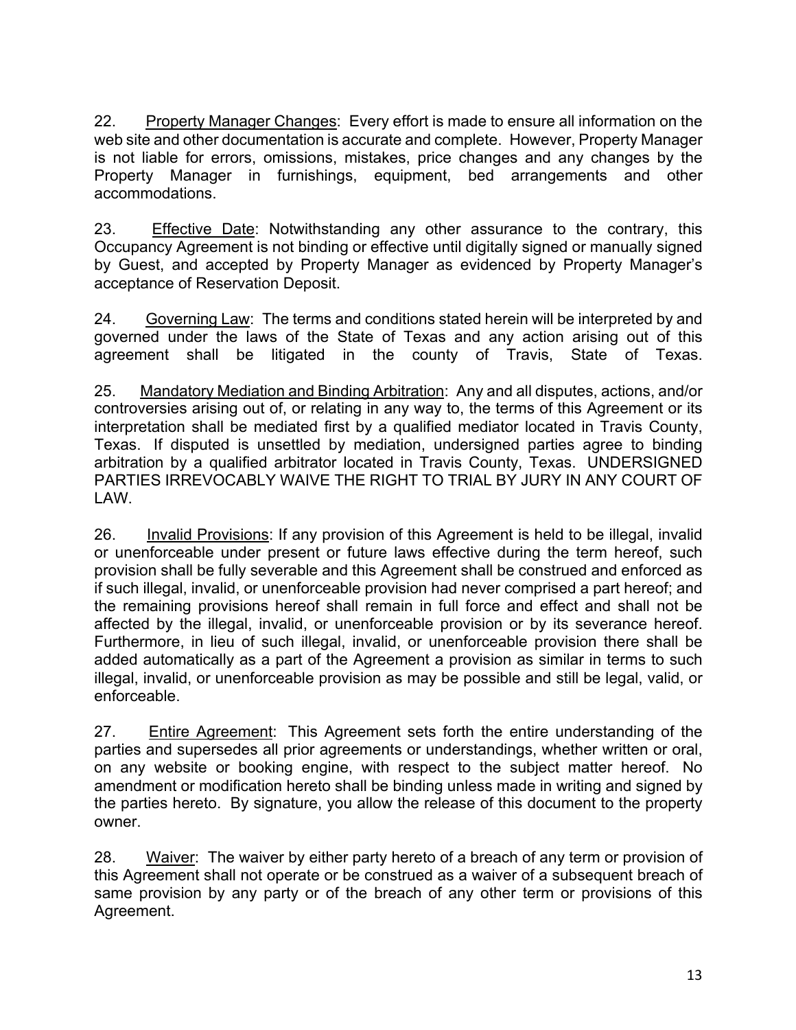22. Property Manager Changes: Every effort is made to ensure all information on the web site and other documentation is accurate and complete. However, Property Manager is not liable for errors, omissions, mistakes, price changes and any changes by the Property Manager in furnishings, equipment, bed arrangements and other accommodations.

23. Effective Date: Notwithstanding any other assurance to the contrary, this Occupancy Agreement is not binding or effective until digitally signed or manually signed by Guest, and accepted by Property Manager as evidenced by Property Manager's acceptance of Reservation Deposit.

24. Governing Law: The terms and conditions stated herein will be interpreted by and governed under the laws of the State of Texas and any action arising out of this agreement shall be litigated in the county of Travis, State of Texas.

25. Mandatory Mediation and Binding Arbitration: Any and all disputes, actions, and/or controversies arising out of, or relating in any way to, the terms of this Agreement or its interpretation shall be mediated first by a qualified mediator located in Travis County, Texas. If disputed is unsettled by mediation, undersigned parties agree to binding arbitration by a qualified arbitrator located in Travis County, Texas. UNDERSIGNED PARTIES IRREVOCABLY WAIVE THE RIGHT TO TRIAL BY JURY IN ANY COURT OF LAW.

26. Invalid Provisions: If any provision of this Agreement is held to be illegal, invalid or unenforceable under present or future laws effective during the term hereof, such provision shall be fully severable and this Agreement shall be construed and enforced as if such illegal, invalid, or unenforceable provision had never comprised a part hereof; and the remaining provisions hereof shall remain in full force and effect and shall not be affected by the illegal, invalid, or unenforceable provision or by its severance hereof. Furthermore, in lieu of such illegal, invalid, or unenforceable provision there shall be added automatically as a part of the Agreement a provision as similar in terms to such illegal, invalid, or unenforceable provision as may be possible and still be legal, valid, or enforceable.

27. Entire Agreement: This Agreement sets forth the entire understanding of the parties and supersedes all prior agreements or understandings, whether written or oral, on any website or booking engine, with respect to the subject matter hereof. No amendment or modification hereto shall be binding unless made in writing and signed by the parties hereto. By signature, you allow the release of this document to the property owner.

28. Waiver: The waiver by either party hereto of a breach of any term or provision of this Agreement shall not operate or be construed as a waiver of a subsequent breach of same provision by any party or of the breach of any other term or provisions of this Agreement.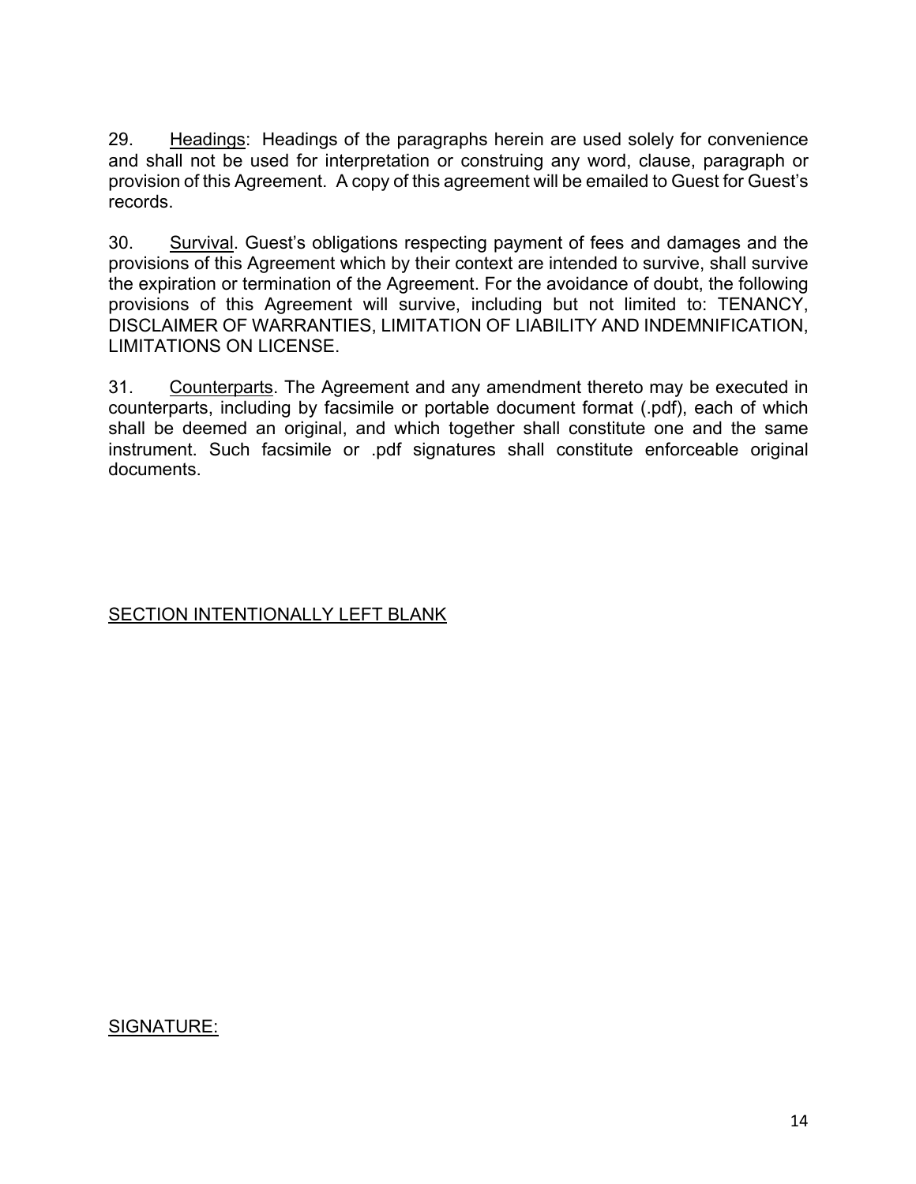29. <u>Headings</u>: Headings of the paragraphs herein are used solely for convenience and shall not be used for interpretation or construing any word, clause, paragraph or provision of this Agreement. A copy of this agreement will be emailed to Guest for Guest's records.

30. <u>Survival</u>. Guest's obligations respecting payment of fees and damages and the provisions of this Agreement which by their context are intended to survive, shall survive the expiration or termination of the Agreement. For the avoidance of doubt, the following provisions of this Agreement will survive, including but not limited to: TENANCY, DISCLAIMER OF WARRANTIES, LIMITATION OF LIABILITY AND INDEMNIFICATION, LIMITATIONS ON LICENSE.

31. <u>Counterparts</u>. The Agreement and any amendment thereto may be executed in counterparts, including by facsimile or portable document format (.pdf), each of which shall be deemed an original, and which together shall constitute one and the same instrument. Such facsimile or .pdf signatures shall constitute enforceable original documents.

<u>SECTION INTENTIONALLY LEFT BLANK</u>

<u>SIGNATURE:</u>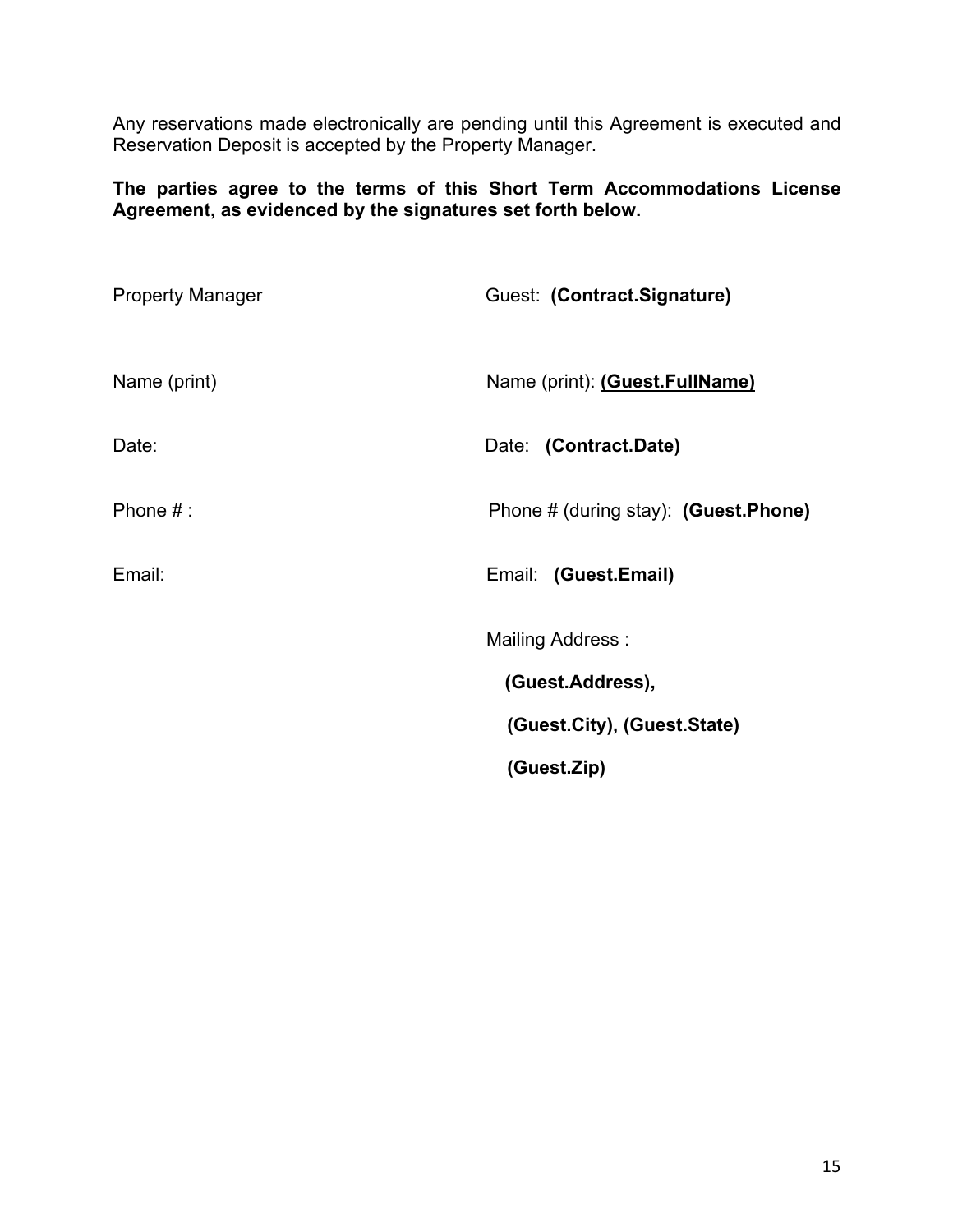Any reservations made electronically are pending until this Agreement is executed and Reservation Deposit is accepted by the Property Manager.

**The parties agree to the terms of this Short Term Accommodations License Agreement, as evidenced by the signatures set forth below.**

| | |
|---|---|
| Property Manager | Guest: **(Contract.Signature)** |
| Name (print) | Name (print): **(Guest.FullName)** |
| Date: | Date: **(Contract.Date)** |
| Phone # : | Phone # (during stay): **(Guest.Phone)** |
| Email: | Email: **(Guest.Email)** |
| | Mailing Address : |
| | **(Guest.Address),** |
| | **(Guest.City), (Guest.State)** |
| | **(Guest.Zip)** |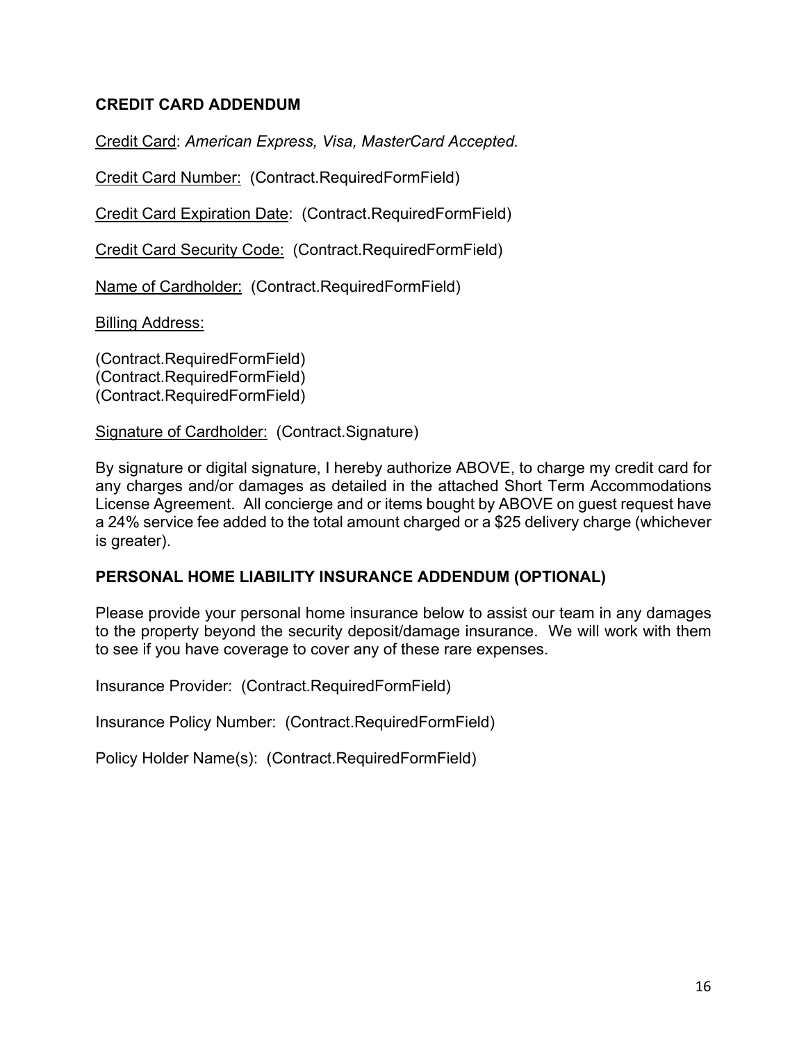**CREDIT CARD ADDENDUM**

<u>Credit Card</u>: *American Express, Visa, MasterCard Accepted.*

<u>Credit Card Number:</u> (Contract.RequiredFormField)

<u>Credit Card Expiration Date</u>: (Contract.RequiredFormField)

<u>Credit Card Security Code:</u> (Contract.RequiredFormField)

<u>Name of Cardholder:</u> (Contract.RequiredFormField)

<u>Billing Address:</u>

(Contract.RequiredFormField)
(Contract.RequiredFormField)
(Contract.RequiredFormField)

<u>Signature of Cardholder:</u> (Contract.Signature)

By signature or digital signature, I hereby authorize ABOVE, to charge my credit card for any charges and/or damages as detailed in the attached Short Term Accommodations License Agreement. All concierge and or items bought by ABOVE on guest request have a 24% service fee added to the total amount charged or a $25 delivery charge (whichever is greater).

**PERSONAL HOME LIABILITY INSURANCE ADDENDUM (OPTIONAL)**

Please provide your personal home insurance below to assist our team in any damages to the property beyond the security deposit/damage insurance. We will work with them to see if you have coverage to cover any of these rare expenses.

Insurance Provider: (Contract.RequiredFormField)

Insurance Policy Number: (Contract.RequiredFormField)

Policy Holder Name(s): (Contract.RequiredFormField)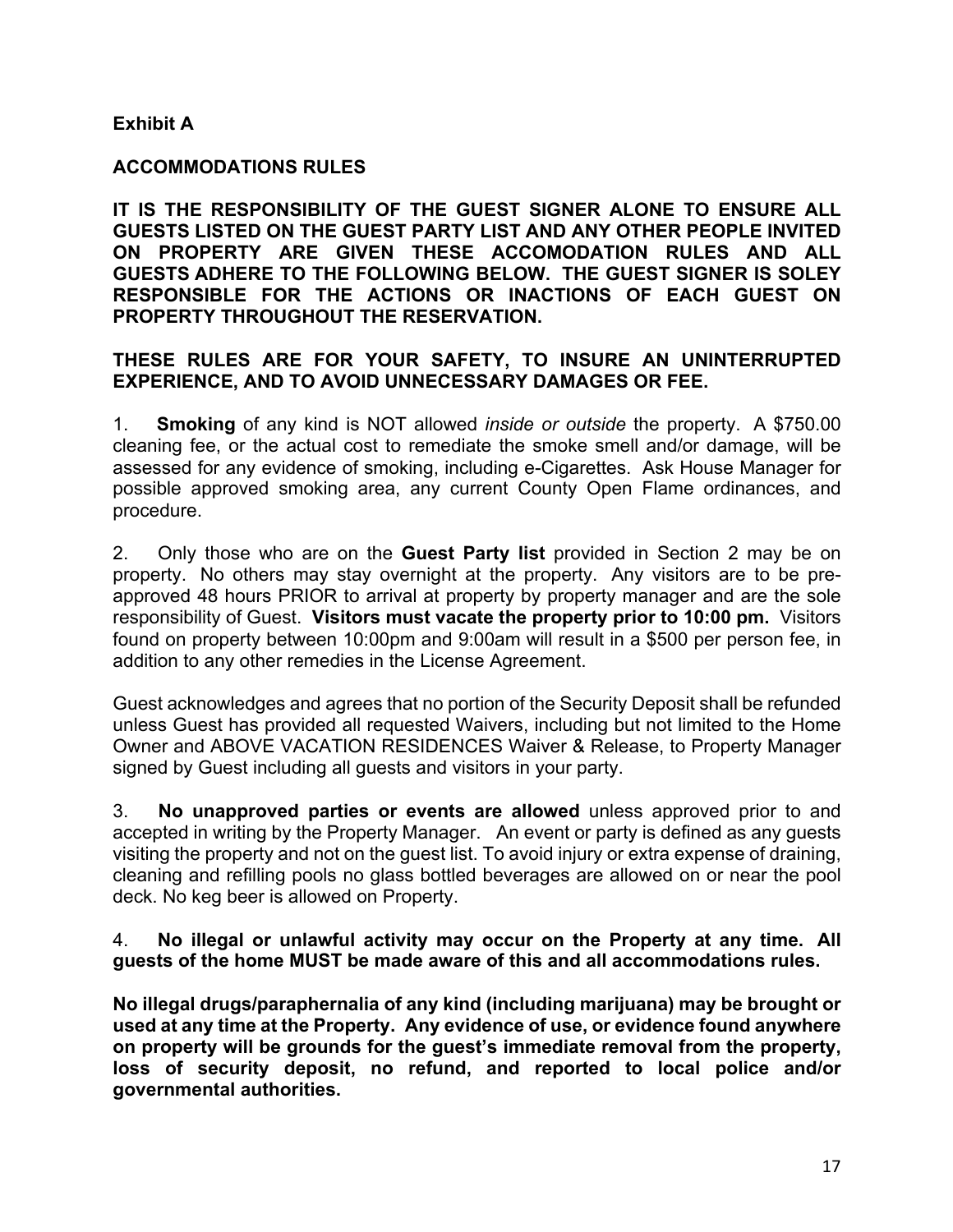**Exhibit A**

**ACCOMMODATIONS RULES**

**IT IS THE RESPONSIBILITY OF THE GUEST SIGNER ALONE TO ENSURE ALL GUESTS LISTED ON THE GUEST PARTY LIST AND ANY OTHER PEOPLE INVITED ON PROPERTY ARE GIVEN THESE ACCOMODATION RULES AND ALL GUESTS ADHERE TO THE FOLLOWING BELOW. THE GUEST SIGNER IS SOLEY RESPONSIBLE FOR THE ACTIONS OR INACTIONS OF EACH GUEST ON PROPERTY THROUGHOUT THE RESERVATION.**

**THESE RULES ARE FOR YOUR SAFETY, TO INSURE AN UNINTERRUPTED EXPERIENCE, AND TO AVOID UNNECESSARY DAMAGES OR FEE.**

1. **Smoking** of any kind is NOT allowed *inside or outside* the property. A $750.00 cleaning fee, or the actual cost to remediate the smoke smell and/or damage, will be assessed for any evidence of smoking, including e-Cigarettes. Ask House Manager for possible approved smoking area, any current County Open Flame ordinances, and procedure.

2. Only those who are on the **Guest Party list** provided in Section 2 may be on property. No others may stay overnight at the property. Any visitors are to be pre-approved 48 hours PRIOR to arrival at property by property manager and are the sole responsibility of Guest. **Visitors must vacate the property prior to 10:00 pm.** Visitors found on property between 10:00pm and 9:00am will result in a $500 per person fee, in addition to any other remedies in the License Agreement.

Guest acknowledges and agrees that no portion of the Security Deposit shall be refunded unless Guest has provided all requested Waivers, including but not limited to the Home Owner and ABOVE VACATION RESIDENCES Waiver & Release, to Property Manager signed by Guest including all guests and visitors in your party.

3. **No unapproved parties or events are allowed** unless approved prior to and accepted in writing by the Property Manager. An event or party is defined as any guests visiting the property and not on the guest list. To avoid injury or extra expense of draining, cleaning and refilling pools no glass bottled beverages are allowed on or near the pool deck. No keg beer is allowed on Property.

4. **No illegal or unlawful activity may occur on the Property at any time. All guests of the home MUST be made aware of this and all accommodations rules.**

**No illegal drugs/paraphernalia of any kind (including marijuana) may be brought or used at any time at the Property. Any evidence of use, or evidence found anywhere on property will be grounds for the guest's immediate removal from the property, loss of security deposit, no refund, and reported to local police and/or governmental authorities.**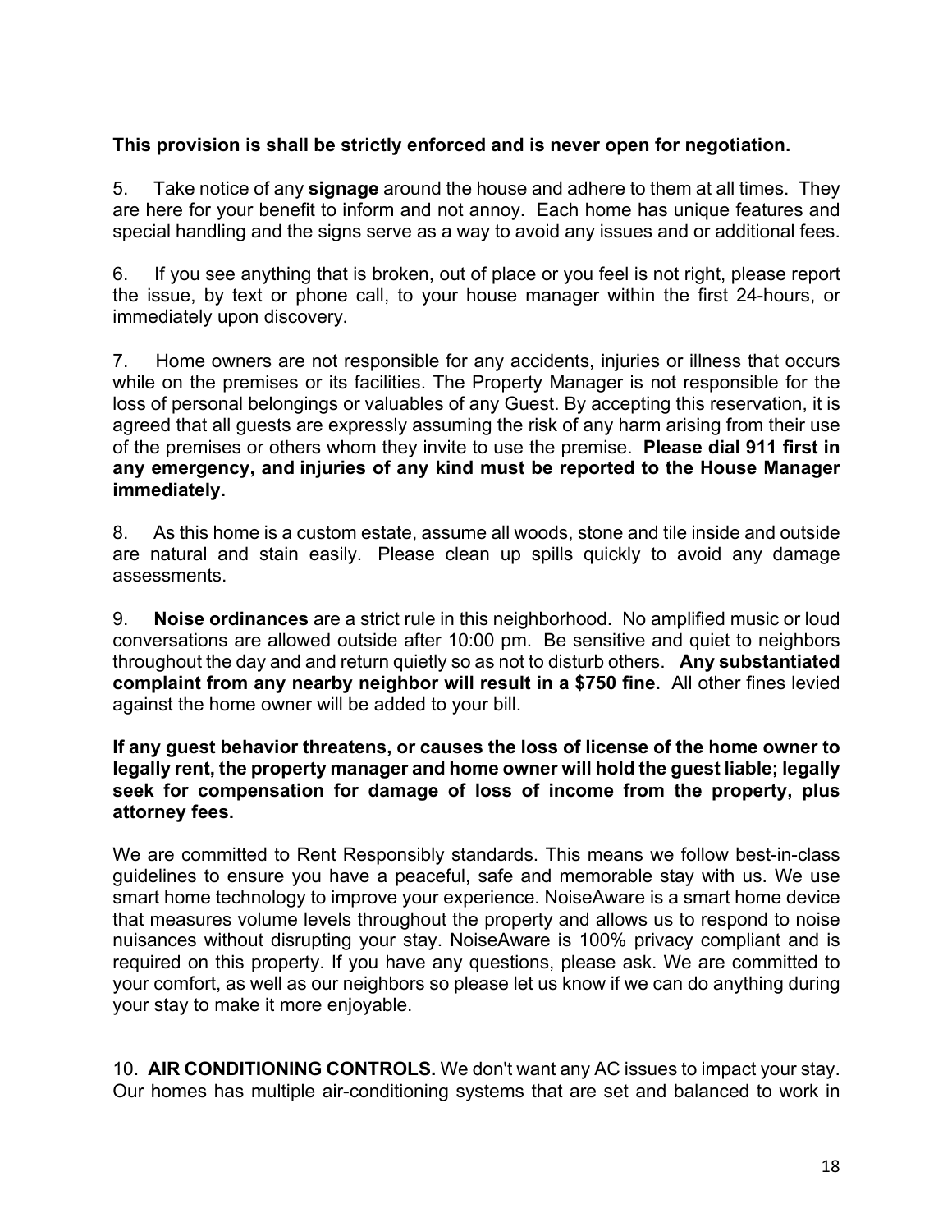**This provision is shall be strictly enforced and is never open for negotiation.**

5. Take notice of any **signage** around the house and adhere to them at all times. They are here for your benefit to inform and not annoy. Each home has unique features and special handling and the signs serve as a way to avoid any issues and or additional fees.

6. If you see anything that is broken, out of place or you feel is not right, please report the issue, by text or phone call, to your house manager within the first 24-hours, or immediately upon discovery.

7. Home owners are not responsible for any accidents, injuries or illness that occurs while on the premises or its facilities. The Property Manager is not responsible for the loss of personal belongings or valuables of any Guest. By accepting this reservation, it is agreed that all guests are expressly assuming the risk of any harm arising from their use of the premises or others whom they invite to use the premise. **Please dial 911 first in any emergency, and injuries of any kind must be reported to the House Manager immediately.**

8. As this home is a custom estate, assume all woods, stone and tile inside and outside are natural and stain easily. Please clean up spills quickly to avoid any damage assessments.

9. **Noise ordinances** are a strict rule in this neighborhood. No amplified music or loud conversations are allowed outside after 10:00 pm. Be sensitive and quiet to neighbors throughout the day and and return quietly so as not to disturb others. **Any substantiated complaint from any nearby neighbor will result in a $750 fine.** All other fines levied against the home owner will be added to your bill.

**If any guest behavior threatens, or causes the loss of license of the home owner to legally rent, the property manager and home owner will hold the guest liable; legally seek for compensation for damage of loss of income from the property, plus attorney fees.**

We are committed to Rent Responsibly standards. This means we follow best-in-class guidelines to ensure you have a peaceful, safe and memorable stay with us. We use smart home technology to improve your experience. NoiseAware is a smart home device that measures volume levels throughout the property and allows us to respond to noise nuisances without disrupting your stay. NoiseAware is 100% privacy compliant and is required on this property. If you have any questions, please ask. We are committed to your comfort, as well as our neighbors so please let us know if we can do anything during your stay to make it more enjoyable.

10. **AIR CONDITIONING CONTROLS.** We don't want any AC issues to impact your stay. Our homes has multiple air-conditioning systems that are set and balanced to work in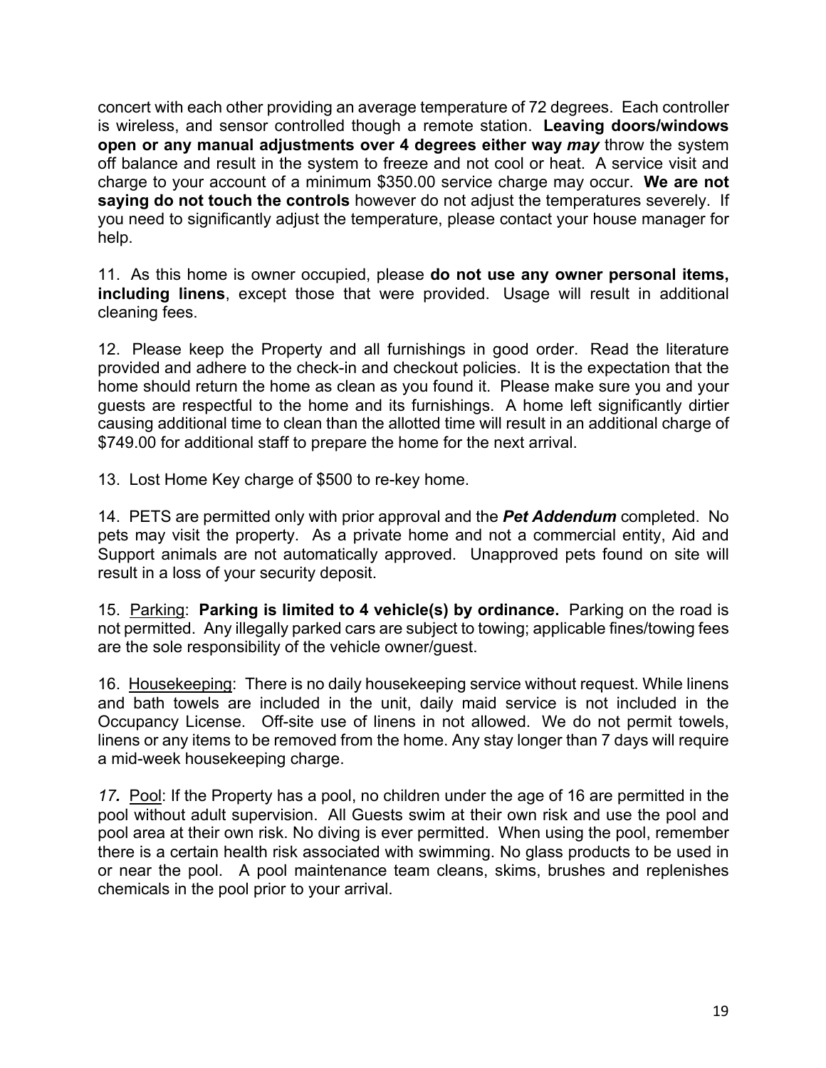concert with each other providing an average temperature of 72 degrees. Each controller is wireless, and sensor controlled though a remote station. **Leaving doors/windows open or any manual adjustments over 4 degrees either way *may*** throw the system off balance and result in the system to freeze and not cool or heat. A service visit and charge to your account of a minimum $350.00 service charge may occur. **We are not saying do not touch the controls** however do not adjust the temperatures severely. If you need to significantly adjust the temperature, please contact your house manager for help.

11. As this home is owner occupied, please **do not use any owner personal items, including linens**, except those that were provided. Usage will result in additional cleaning fees.

12. Please keep the Property and all furnishings in good order. Read the literature provided and adhere to the check-in and checkout policies. It is the expectation that the home should return the home as clean as you found it. Please make sure you and your guests are respectful to the home and its furnishings. A home left significantly dirtier causing additional time to clean than the allotted time will result in an additional charge of $749.00 for additional staff to prepare the home for the next arrival.

13. Lost Home Key charge of $500 to re-key home.

14. PETS are permitted only with prior approval and the ***Pet Addendum*** completed. No pets may visit the property. As a private home and not a commercial entity, Aid and Support animals are not automatically approved. Unapproved pets found on site will result in a loss of your security deposit.

15. <u>Parking</u>: **Parking is limited to 4 vehicle(s) by ordinance.** Parking on the road is not permitted. Any illegally parked cars are subject to towing; applicable fines/towing fees are the sole responsibility of the vehicle owner/guest.

16. <u>Housekeeping</u>: There is no daily housekeeping service without request. While linens and bath towels are included in the unit, daily maid service is not included in the Occupancy License. Off-site use of linens in not allowed. We do not permit towels, linens or any items to be removed from the home. Any stay longer than 7 days will require a mid-week housekeeping charge.

*17.* <u>Pool</u>: If the Property has a pool, no children under the age of 16 are permitted in the pool without adult supervision. All Guests swim at their own risk and use the pool and pool area at their own risk. No diving is ever permitted. When using the pool, remember there is a certain health risk associated with swimming. No glass products to be used in or near the pool. A pool maintenance team cleans, skims, brushes and replenishes chemicals in the pool prior to your arrival.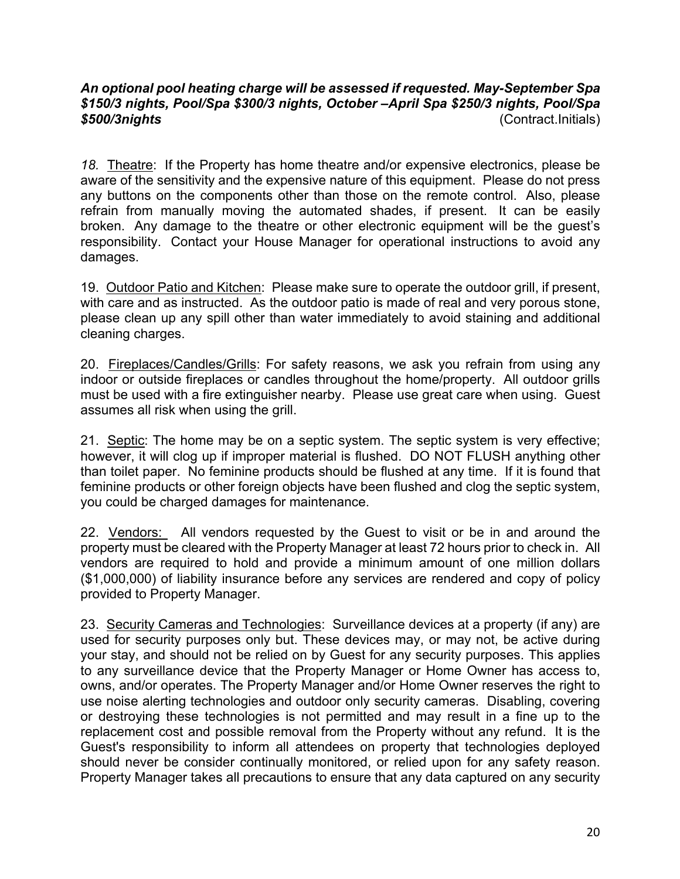***An optional pool heating charge will be assessed if requested. May-September Spa $150/3 nights, Pool/Spa $300/3 nights, October –April Spa $250/3 nights, Pool/Spa $500/3nights*** (Contract.Initials)

*18.* Theatre: If the Property has home theatre and/or expensive electronics, please be aware of the sensitivity and the expensive nature of this equipment. Please do not press any buttons on the components other than those on the remote control. Also, please refrain from manually moving the automated shades, if present. It can be easily broken. Any damage to the theatre or other electronic equipment will be the guest's responsibility. Contact your House Manager for operational instructions to avoid any damages.

19. Outdoor Patio and Kitchen: Please make sure to operate the outdoor grill, if present, with care and as instructed. As the outdoor patio is made of real and very porous stone, please clean up any spill other than water immediately to avoid staining and additional cleaning charges.

20. Fireplaces/Candles/Grills: For safety reasons, we ask you refrain from using any indoor or outside fireplaces or candles throughout the home/property. All outdoor grills must be used with a fire extinguisher nearby. Please use great care when using. Guest assumes all risk when using the grill.

21. Septic: The home may be on a septic system. The septic system is very effective; however, it will clog up if improper material is flushed. DO NOT FLUSH anything other than toilet paper. No feminine products should be flushed at any time. If it is found that feminine products or other foreign objects have been flushed and clog the septic system, you could be charged damages for maintenance.

22. Vendors: All vendors requested by the Guest to visit or be in and around the property must be cleared with the Property Manager at least 72 hours prior to check in. All vendors are required to hold and provide a minimum amount of one million dollars ($1,000,000) of liability insurance before any services are rendered and copy of policy provided to Property Manager.

23. Security Cameras and Technologies: Surveillance devices at a property (if any) are used for security purposes only but. These devices may, or may not, be active during your stay, and should not be relied on by Guest for any security purposes. This applies to any surveillance device that the Property Manager or Home Owner has access to, owns, and/or operates. The Property Manager and/or Home Owner reserves the right to use noise alerting technologies and outdoor only security cameras. Disabling, covering or destroying these technologies is not permitted and may result in a fine up to the replacement cost and possible removal from the Property without any refund. It is the Guest's responsibility to inform all attendees on property that technologies deployed should never be consider continually monitored, or relied upon for any safety reason. Property Manager takes all precautions to ensure that any data captured on any security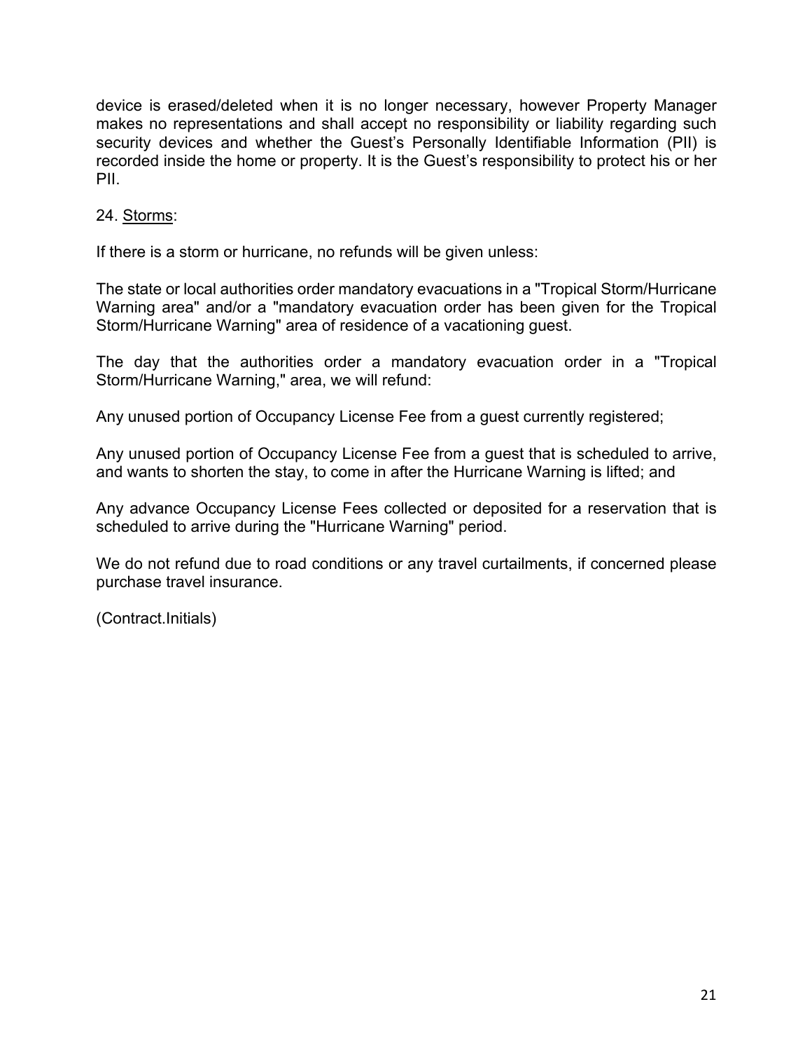device is erased/deleted when it is no longer necessary, however Property Manager makes no representations and shall accept no responsibility or liability regarding such security devices and whether the Guest's Personally Identifiable Information (PII) is recorded inside the home or property. It is the Guest's responsibility to protect his or her PII.

24. <u>Storms</u>:

If there is a storm or hurricane, no refunds will be given unless:

The state or local authorities order mandatory evacuations in a "Tropical Storm/Hurricane Warning area" and/or a "mandatory evacuation order has been given for the Tropical Storm/Hurricane Warning" area of residence of a vacationing guest.

The day that the authorities order a mandatory evacuation order in a "Tropical Storm/Hurricane Warning," area, we will refund:

Any unused portion of Occupancy License Fee from a guest currently registered;

Any unused portion of Occupancy License Fee from a guest that is scheduled to arrive, and wants to shorten the stay, to come in after the Hurricane Warning is lifted; and

Any advance Occupancy License Fees collected or deposited for a reservation that is scheduled to arrive during the "Hurricane Warning" period.

We do not refund due to road conditions or any travel curtailments, if concerned please purchase travel insurance.

(Contract.Initials)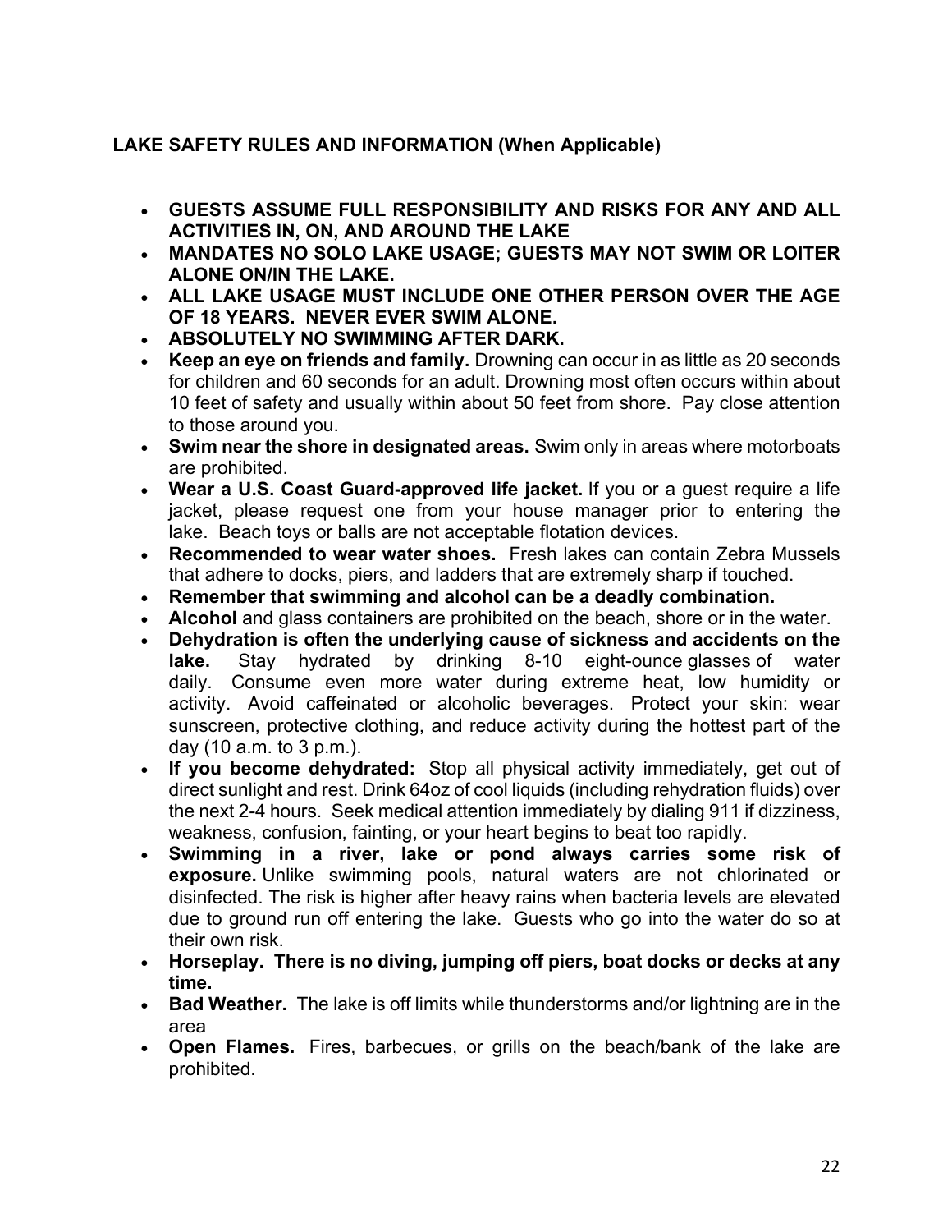**LAKE SAFETY RULES AND INFORMATION (When Applicable)**

- **GUESTS ASSUME FULL RESPONSIBILITY AND RISKS FOR ANY AND ALL ACTIVITIES IN, ON, AND AROUND THE LAKE**
- **MANDATES NO SOLO LAKE USAGE; GUESTS MAY NOT SWIM OR LOITER ALONE ON/IN THE LAKE.**
- **ALL LAKE USAGE MUST INCLUDE ONE OTHER PERSON OVER THE AGE OF 18 YEARS. NEVER EVER SWIM ALONE.**
- **ABSOLUTELY NO SWIMMING AFTER DARK.**
- **Keep an eye on friends and family.** Drowning can occur in as little as 20 seconds for children and 60 seconds for an adult. Drowning most often occurs within about 10 feet of safety and usually within about 50 feet from shore. Pay close attention to those around you.
- **Swim near the shore in designated areas.** Swim only in areas where motorboats are prohibited.
- **Wear a U.S. Coast Guard-approved life jacket.** If you or a guest require a life jacket, please request one from your house manager prior to entering the lake. Beach toys or balls are not acceptable flotation devices.
- **Recommended to wear water shoes.** Fresh lakes can contain Zebra Mussels that adhere to docks, piers, and ladders that are extremely sharp if touched.
- **Remember that swimming and alcohol can be a deadly combination.**
- **Alcohol** and glass containers are prohibited on the beach, shore or in the water.
- **Dehydration is often the underlying cause of sickness and accidents on the lake.** Stay hydrated by drinking 8-10 eight-ounce glasses of water daily. Consume even more water during extreme heat, low humidity or activity. Avoid caffeinated or alcoholic beverages. Protect your skin: wear sunscreen, protective clothing, and reduce activity during the hottest part of the day (10 a.m. to 3 p.m.).
- **If you become dehydrated:** Stop all physical activity immediately, get out of direct sunlight and rest. Drink 64oz of cool liquids (including rehydration fluids) over the next 2-4 hours. Seek medical attention immediately by dialing 911 if dizziness, weakness, confusion, fainting, or your heart begins to beat too rapidly.
- **Swimming in a river, lake or pond always carries some risk of exposure.** Unlike swimming pools, natural waters are not chlorinated or disinfected. The risk is higher after heavy rains when bacteria levels are elevated due to ground run off entering the lake. Guests who go into the water do so at their own risk.
- **Horseplay. There is no diving, jumping off piers, boat docks or decks at any time.**
- **Bad Weather.** The lake is off limits while thunderstorms and/or lightning are in the area
- **Open Flames.** Fires, barbecues, or grills on the beach/bank of the lake are prohibited.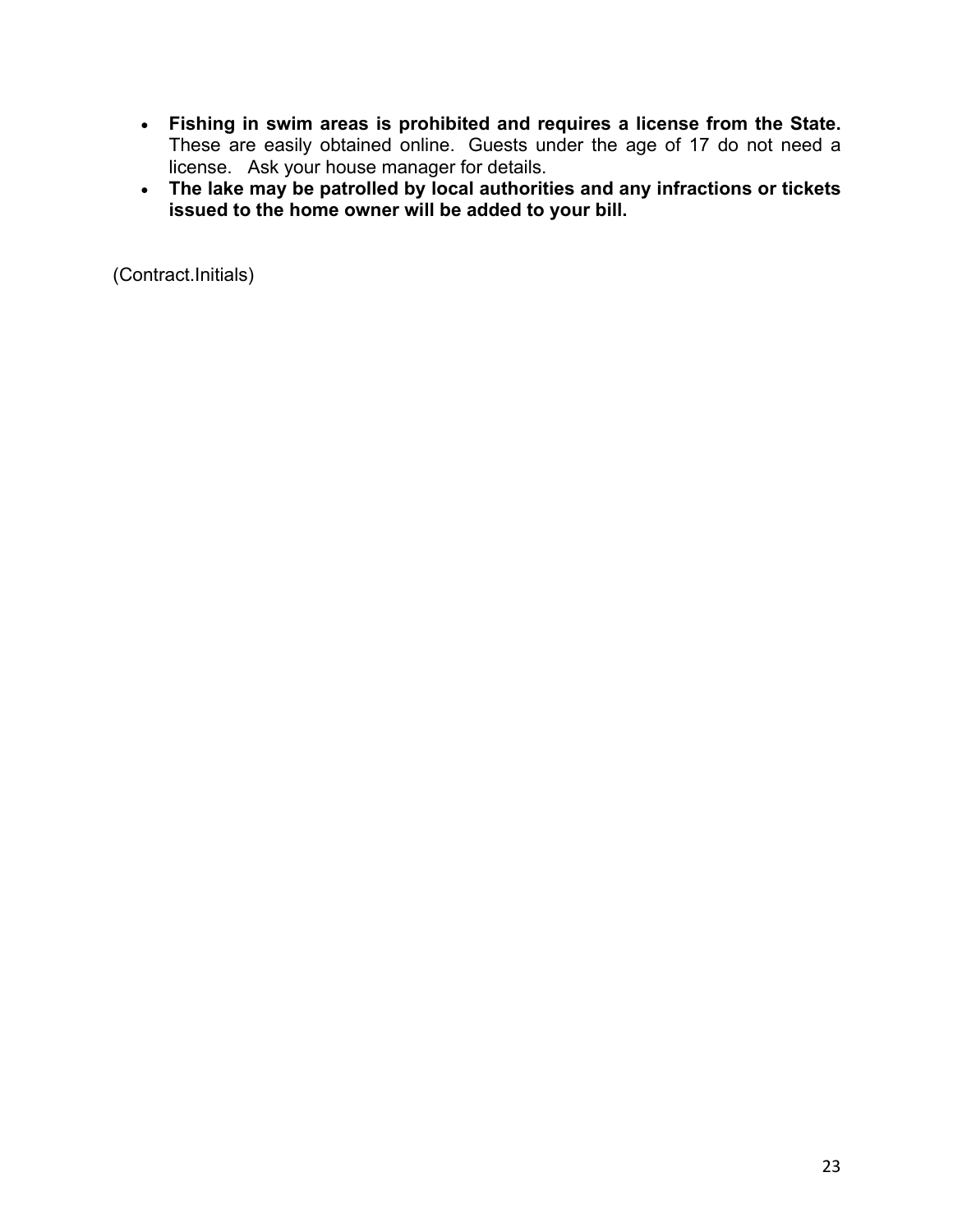- **Fishing in swim areas is prohibited and requires a license from the State.** These are easily obtained online. Guests under the age of 17 do not need a license. Ask your house manager for details.
- **The lake may be patrolled by local authorities and any infractions or tickets issued to the home owner will be added to your bill.**

(Contract.Initials)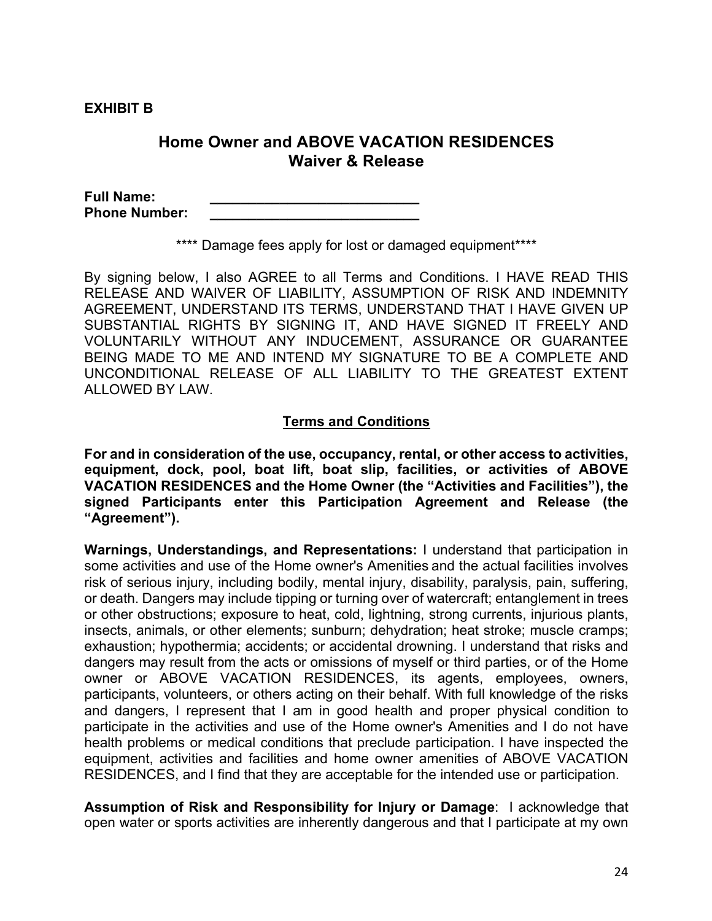**EXHIBIT B**

## Home Owner and ABOVE VACATION RESIDENCES Waiver & Release

**Full Name:** ___________________________
**Phone Number:** ___________________________

**** Damage fees apply for lost or damaged equipment****

By signing below, I also AGREE to all Terms and Conditions. I HAVE READ THIS RELEASE AND WAIVER OF LIABILITY, ASSUMPTION OF RISK AND INDEMNITY AGREEMENT, UNDERSTAND ITS TERMS, UNDERSTAND THAT I HAVE GIVEN UP SUBSTANTIAL RIGHTS BY SIGNING IT, AND HAVE SIGNED IT FREELY AND VOLUNTARILY WITHOUT ANY INDUCEMENT, ASSURANCE OR GUARANTEE BEING MADE TO ME AND INTEND MY SIGNATURE TO BE A COMPLETE AND UNCONDITIONAL RELEASE OF ALL LIABILITY TO THE GREATEST EXTENT ALLOWED BY LAW.

### Terms and Conditions

**For and in consideration of the use, occupancy, rental, or other access to activities, equipment, dock, pool, boat lift, boat slip, facilities, or activities of ABOVE VACATION RESIDENCES and the Home Owner (the "Activities and Facilities"), the signed Participants enter this Participation Agreement and Release (the "Agreement").**

**Warnings, Understandings, and Representations:** I understand that participation in some activities and use of the Home owner's Amenities and the actual facilities involves risk of serious injury, including bodily, mental injury, disability, paralysis, pain, suffering, or death. Dangers may include tipping or turning over of watercraft; entanglement in trees or other obstructions; exposure to heat, cold, lightning, strong currents, injurious plants, insects, animals, or other elements; sunburn; dehydration; heat stroke; muscle cramps; exhaustion; hypothermia; accidents; or accidental drowning. I understand that risks and dangers may result from the acts or omissions of myself or third parties, or of the Home owner or ABOVE VACATION RESIDENCES, its agents, employees, owners, participants, volunteers, or others acting on their behalf. With full knowledge of the risks and dangers, I represent that I am in good health and proper physical condition to participate in the activities and use of the Home owner's Amenities and I do not have health problems or medical conditions that preclude participation. I have inspected the equipment, activities and facilities and home owner amenities of ABOVE VACATION RESIDENCES, and I find that they are acceptable for the intended use or participation.

**Assumption of Risk and Responsibility for Injury or Damage**: I acknowledge that open water or sports activities are inherently dangerous and that I participate at my own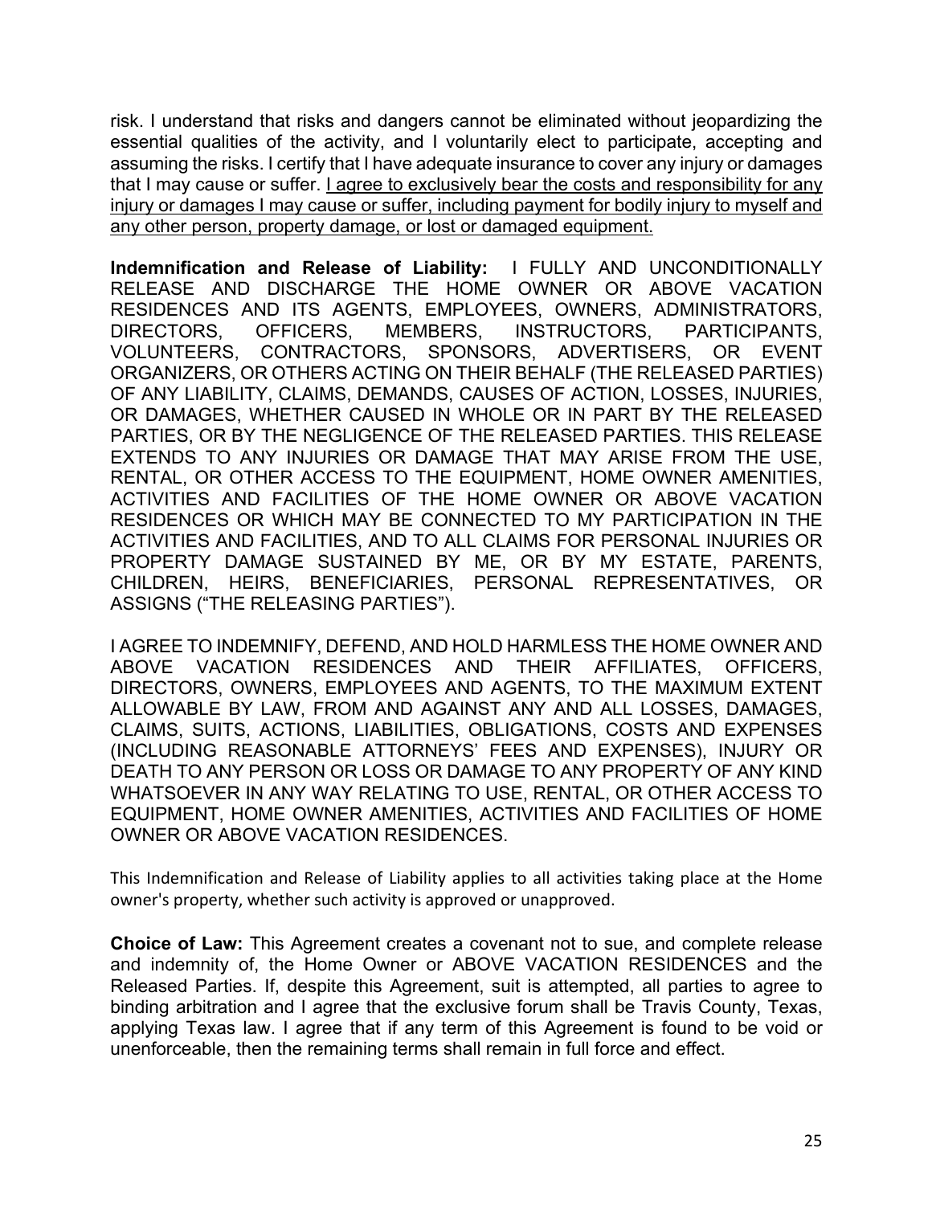risk. I understand that risks and dangers cannot be eliminated without jeopardizing the essential qualities of the activity, and I voluntarily elect to participate, accepting and assuming the risks. I certify that I have adequate insurance to cover any injury or damages that I may cause or suffer. <u>I agree to exclusively bear the costs and responsibility for any injury or damages I may cause or suffer, including payment for bodily injury to myself and any other person, property damage, or lost or damaged equipment.</u>

**Indemnification and Release of Liability:** I FULLY AND UNCONDITIONALLY RELEASE AND DISCHARGE THE HOME OWNER OR ABOVE VACATION RESIDENCES AND ITS AGENTS, EMPLOYEES, OWNERS, ADMINISTRATORS, DIRECTORS, OFFICERS, MEMBERS, INSTRUCTORS, PARTICIPANTS, VOLUNTEERS, CONTRACTORS, SPONSORS, ADVERTISERS, OR EVENT ORGANIZERS, OR OTHERS ACTING ON THEIR BEHALF (THE RELEASED PARTIES) OF ANY LIABILITY, CLAIMS, DEMANDS, CAUSES OF ACTION, LOSSES, INJURIES, OR DAMAGES, WHETHER CAUSED IN WHOLE OR IN PART BY THE RELEASED PARTIES, OR BY THE NEGLIGENCE OF THE RELEASED PARTIES. THIS RELEASE EXTENDS TO ANY INJURIES OR DAMAGE THAT MAY ARISE FROM THE USE, RENTAL, OR OTHER ACCESS TO THE EQUIPMENT, HOME OWNER AMENITIES, ACTIVITIES AND FACILITIES OF THE HOME OWNER OR ABOVE VACATION RESIDENCES OR WHICH MAY BE CONNECTED TO MY PARTICIPATION IN THE ACTIVITIES AND FACILITIES, AND TO ALL CLAIMS FOR PERSONAL INJURIES OR PROPERTY DAMAGE SUSTAINED BY ME, OR BY MY ESTATE, PARENTS, CHILDREN, HEIRS, BENEFICIARIES, PERSONAL REPRESENTATIVES, OR ASSIGNS ("THE RELEASING PARTIES").

I AGREE TO INDEMNIFY, DEFEND, AND HOLD HARMLESS THE HOME OWNER AND ABOVE VACATION RESIDENCES AND THEIR AFFILIATES, OFFICERS, DIRECTORS, OWNERS, EMPLOYEES AND AGENTS, TO THE MAXIMUM EXTENT ALLOWABLE BY LAW, FROM AND AGAINST ANY AND ALL LOSSES, DAMAGES, CLAIMS, SUITS, ACTIONS, LIABILITIES, OBLIGATIONS, COSTS AND EXPENSES (INCLUDING REASONABLE ATTORNEYS' FEES AND EXPENSES), INJURY OR DEATH TO ANY PERSON OR LOSS OR DAMAGE TO ANY PROPERTY OF ANY KIND WHATSOEVER IN ANY WAY RELATING TO USE, RENTAL, OR OTHER ACCESS TO EQUIPMENT, HOME OWNER AMENITIES, ACTIVITIES AND FACILITIES OF HOME OWNER OR ABOVE VACATION RESIDENCES.

This Indemnification and Release of Liability applies to all activities taking place at the Home owner's property, whether such activity is approved or unapproved.

**Choice of Law:** This Agreement creates a covenant not to sue, and complete release and indemnity of, the Home Owner or ABOVE VACATION RESIDENCES and the Released Parties. If, despite this Agreement, suit is attempted, all parties to agree to binding arbitration and I agree that the exclusive forum shall be Travis County, Texas, applying Texas law. I agree that if any term of this Agreement is found to be void or unenforceable, then the remaining terms shall remain in full force and effect.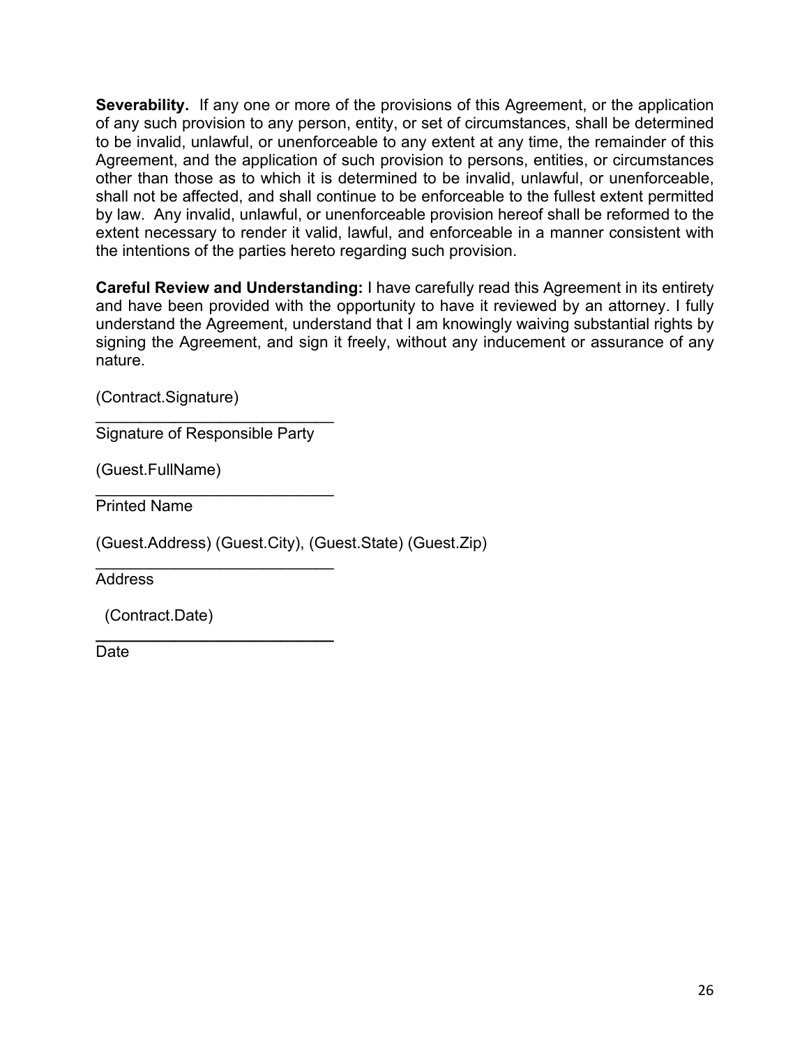**Severability.** If any one or more of the provisions of this Agreement, or the application of any such provision to any person, entity, or set of circumstances, shall be determined to be invalid, unlawful, or unenforceable to any extent at any time, the remainder of this Agreement, and the application of such provision to persons, entities, or circumstances other than those as to which it is determined to be invalid, unlawful, or unenforceable, shall not be affected, and shall continue to be enforceable to the fullest extent permitted by law. Any invalid, unlawful, or unenforceable provision hereof shall be reformed to the extent necessary to render it valid, lawful, and enforceable in a manner consistent with the intentions of the parties hereto regarding such provision.

**Careful Review and Understanding:** I have carefully read this Agreement in its entirety and have been provided with the opportunity to have it reviewed by an attorney. I fully understand the Agreement, understand that I am knowingly waiving substantial rights by signing the Agreement, and sign it freely, without any inducement or assurance of any nature.

(Contract.Signature)

___________________________
Signature of Responsible Party

(Guest.FullName)

___________________________
Printed Name

(Guest.Address) (Guest.City), (Guest.State) (Guest.Zip)

___________________________
Address

(Contract.Date)

___________________________
Date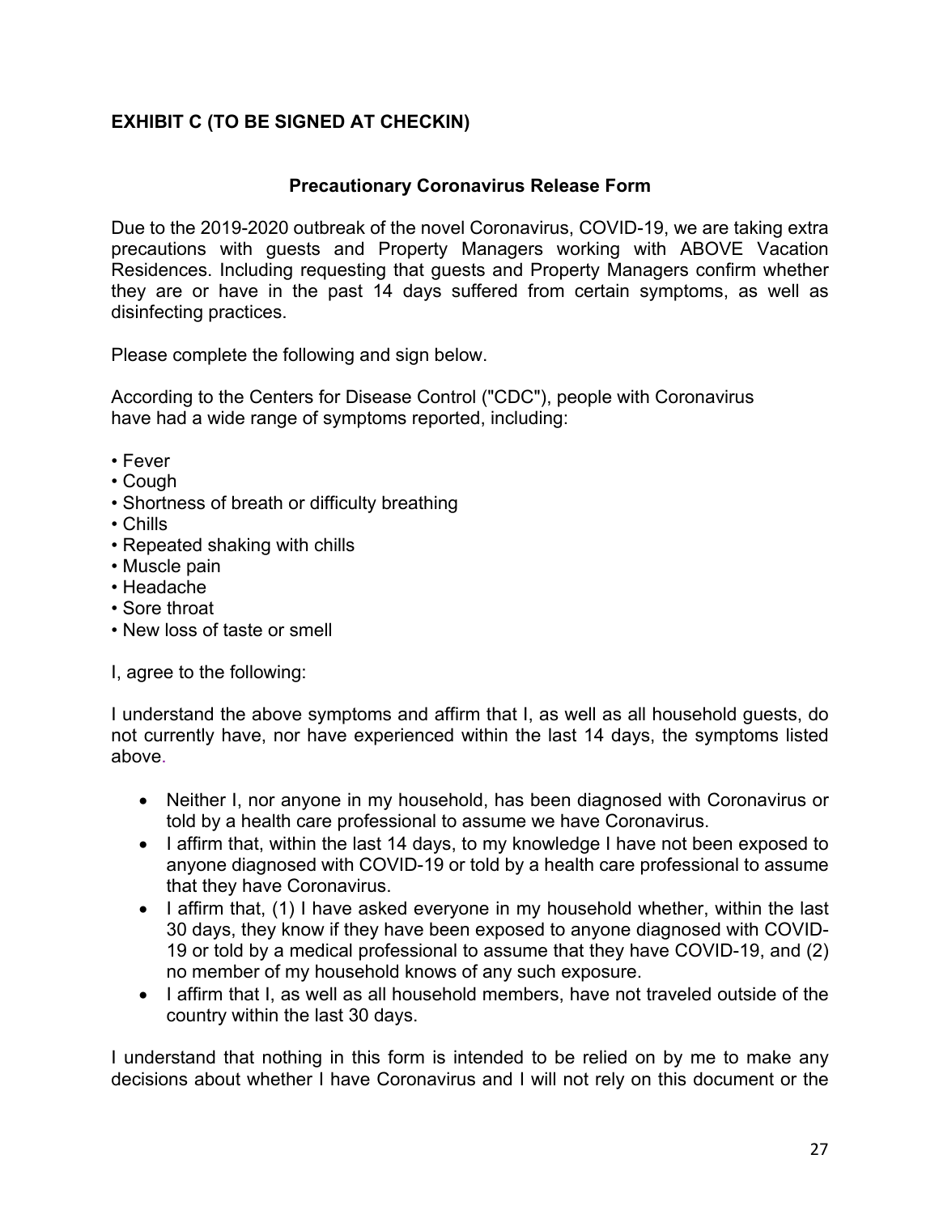**EXHIBIT C (TO BE SIGNED AT CHECKIN)**

**Precautionary Coronavirus Release Form**

Due to the 2019-2020 outbreak of the novel Coronavirus, COVID-19, we are taking extra precautions with guests and Property Managers working with ABOVE Vacation Residences. Including requesting that guests and Property Managers confirm whether they are or have in the past 14 days suffered from certain symptoms, as well as disinfecting practices.

Please complete the following and sign below.

According to the Centers for Disease Control ("CDC"), people with Coronavirus have had a wide range of symptoms reported, including:

- Fever
- Cough
- Shortness of breath or difficulty breathing
- Chills
- Repeated shaking with chills
- Muscle pain
- Headache
- Sore throat
- New loss of taste or smell

I, agree to the following:

I understand the above symptoms and affirm that I, as well as all household guests, do not currently have, nor have experienced within the last 14 days, the symptoms listed above.

- Neither I, nor anyone in my household, has been diagnosed with Coronavirus or told by a health care professional to assume we have Coronavirus.
- I affirm that, within the last 14 days, to my knowledge I have not been exposed to anyone diagnosed with COVID-19 or told by a health care professional to assume that they have Coronavirus.
- I affirm that, (1) I have asked everyone in my household whether, within the last 30 days, they know if they have been exposed to anyone diagnosed with COVID-19 or told by a medical professional to assume that they have COVID-19, and (2) no member of my household knows of any such exposure.
- I affirm that I, as well as all household members, have not traveled outside of the country within the last 30 days.

I understand that nothing in this form is intended to be relied on by me to make any decisions about whether I have Coronavirus and I will not rely on this document or the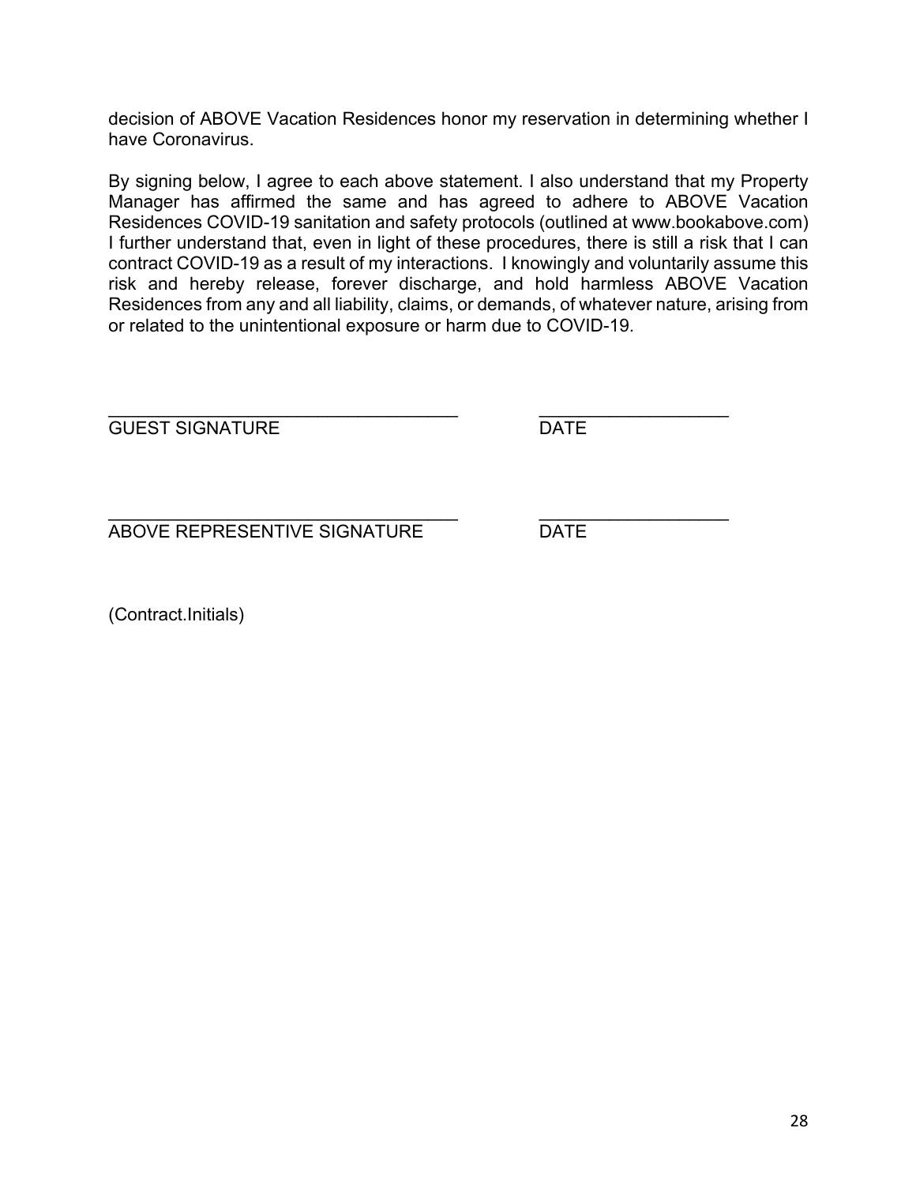decision of ABOVE Vacation Residences honor my reservation in determining whether I have Coronavirus.

By signing below, I agree to each above statement. I also understand that my Property Manager has affirmed the same and has agreed to adhere to ABOVE Vacation Residences COVID-19 sanitation and safety protocols (outlined at www.bookabove.com) I further understand that, even in light of these procedures, there is still a risk that I can contract COVID-19 as a result of my interactions. I knowingly and voluntarily assume this risk and hereby release, forever discharge, and hold harmless ABOVE Vacation Residences from any and all liability, claims, or demands, of whatever nature, arising from or related to the unintentional exposure or harm due to COVID-19.

___________________________________ ___________________
GUEST SIGNATURE DATE

___________________________________ ___________________
ABOVE REPRESENTIVE SIGNATURE DATE

(Contract.Initials)